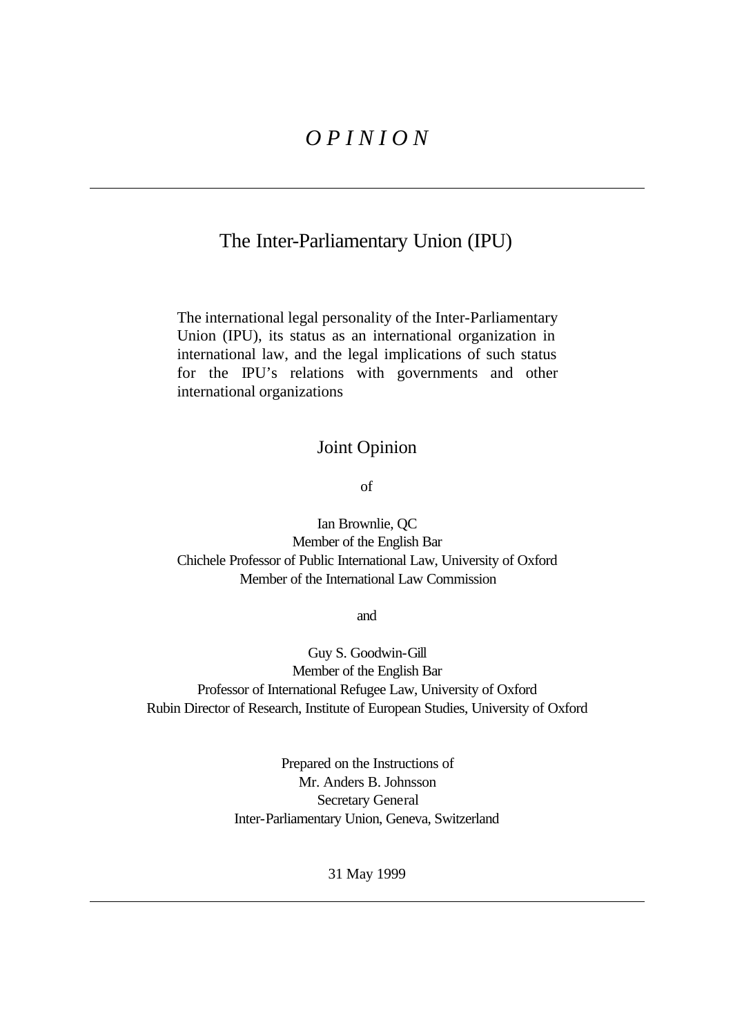# *O P I N I O N*

---

## The Inter-Parliamentary Union (IPU)

The international legal personality of the Inter-Parliamentary Union (IPU), its status as an international organization in international law, and the legal implications of such status for the IPU's relations with governments and other international organizations

### Joint Opinion

of

Ian Brownlie, QC
Member of the English Bar
Chichele Professor of Public International Law, University of Oxford
Member of the International Law Commission

and

Guy S. Goodwin-Gill
Member of the English Bar
Professor of International Refugee Law, University of Oxford
Rubin Director of Research, Institute of European Studies, University of Oxford

Prepared on the Instructions of
Mr. Anders B. Johnsson
Secretary General
Inter-Parliamentary Union, Geneva, Switzerland

31 May 1999

---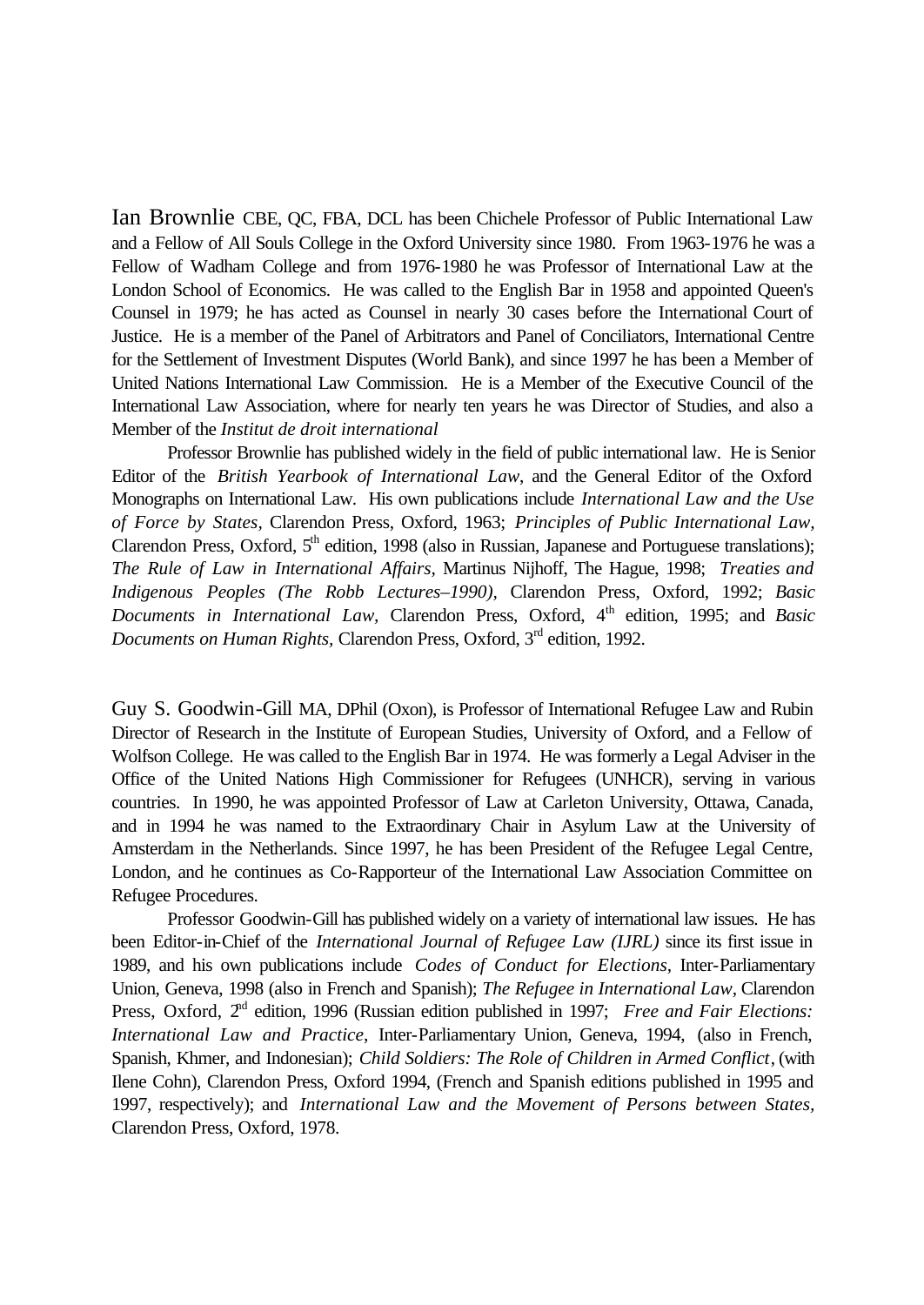Ian Brownlie CBE, QC, FBA, DCL has been Chichele Professor of Public International Law and a Fellow of All Souls College in the Oxford University since 1980. From 1963-1976 he was a Fellow of Wadham College and from 1976-1980 he was Professor of International Law at the London School of Economics. He was called to the English Bar in 1958 and appointed Queen's Counsel in 1979; he has acted as Counsel in nearly 30 cases before the International Court of Justice. He is a member of the Panel of Arbitrators and Panel of Conciliators, International Centre for the Settlement of Investment Disputes (World Bank), and since 1997 he has been a Member of United Nations International Law Commission. He is a Member of the Executive Council of the International Law Association, where for nearly ten years he was Director of Studies, and also a Member of the *Institut de droit international*

Professor Brownlie has published widely in the field of public international law. He is Senior Editor of the *British Yearbook of International Law*, and the General Editor of the Oxford Monographs on International Law. His own publications include *International Law and the Use of Force by States,* Clarendon Press, Oxford, 1963; *Principles of Public International Law,* Clarendon Press, Oxford, 5th edition, 1998 (also in Russian, Japanese and Portuguese translations); *The Rule of Law in International Affairs,* Martinus Nijhoff, The Hague, 1998; *Treaties and Indigenous Peoples (The Robb Lectures–1990),* Clarendon Press, Oxford, 1992; *Basic Documents in International Law,* Clarendon Press, Oxford, 4th edition, 1995; and *Basic Documents on Human Rights,* Clarendon Press, Oxford, 3rd edition, 1992.

Guy S. Goodwin-Gill MA, DPhil (Oxon), is Professor of International Refugee Law and Rubin Director of Research in the Institute of European Studies, University of Oxford, and a Fellow of Wolfson College. He was called to the English Bar in 1974. He was formerly a Legal Adviser in the Office of the United Nations High Commissioner for Refugees (UNHCR), serving in various countries. In 1990, he was appointed Professor of Law at Carleton University, Ottawa, Canada, and in 1994 he was named to the Extraordinary Chair in Asylum Law at the University of Amsterdam in the Netherlands. Since 1997, he has been President of the Refugee Legal Centre, London, and he continues as Co-Rapporteur of the International Law Association Committee on Refugee Procedures.

Professor Goodwin-Gill has published widely on a variety of international law issues. He has been Editor-in-Chief of the *International Journal of Refugee Law (IJRL)* since its first issue in 1989, and his own publications include *Codes of Conduct for Elections,* Inter-Parliamentary Union, Geneva, 1998 (also in French and Spanish); *The Refugee in International Law,* Clarendon Press, Oxford, 2nd edition, 1996 (Russian edition published in 1997; *Free and Fair Elections: International Law and Practice,* Inter-Parliamentary Union, Geneva, 1994, (also in French, Spanish, Khmer, and Indonesian); *Child Soldiers: The Role of Children in Armed Conflict*, (with Ilene Cohn), Clarendon Press, Oxford 1994, (French and Spanish editions published in 1995 and 1997, respectively); and *International Law and the Movement of Persons between States,* Clarendon Press, Oxford, 1978.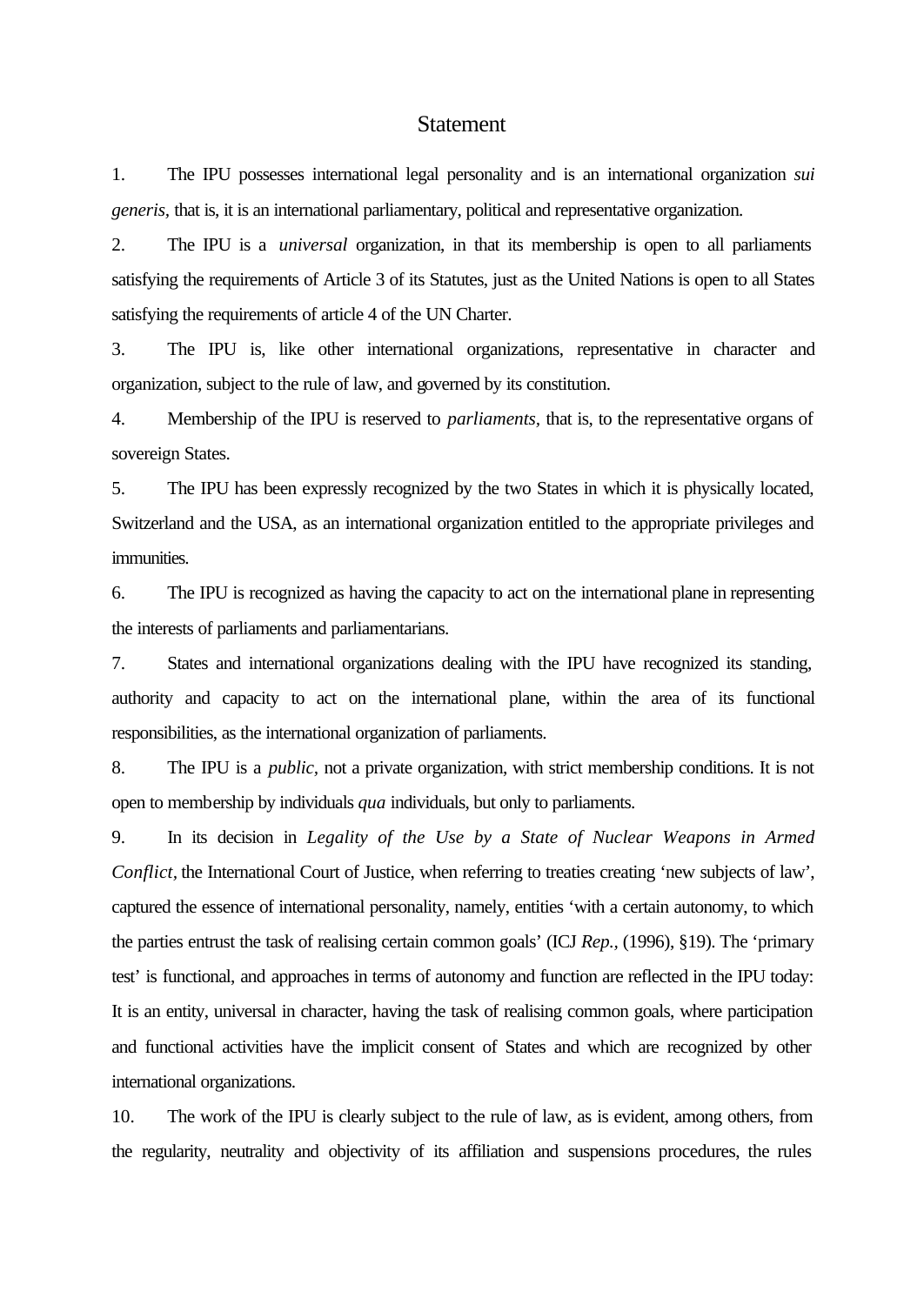# Statement

1. The IPU possesses international legal personality and is an international organization *sui generis*, that is, it is an international parliamentary, political and representative organization.

2. The IPU is a *universal* organization, in that its membership is open to all parliaments satisfying the requirements of Article 3 of its Statutes, just as the United Nations is open to all States satisfying the requirements of article 4 of the UN Charter.

3. The IPU is, like other international organizations, representative in character and organization, subject to the rule of law, and governed by its constitution.

4. Membership of the IPU is reserved to *parliaments*, that is, to the representative organs of sovereign States.

5. The IPU has been expressly recognized by the two States in which it is physically located, Switzerland and the USA, as an international organization entitled to the appropriate privileges and immunities.

6. The IPU is recognized as having the capacity to act on the international plane in representing the interests of parliaments and parliamentarians.

7. States and international organizations dealing with the IPU have recognized its standing, authority and capacity to act on the international plane, within the area of its functional responsibilities, as the international organization of parliaments.

8. The IPU is a *public*, not a private organization, with strict membership conditions. It is not open to membership by individuals *qua* individuals, but only to parliaments.

9. In its decision in *Legality of the Use by a State of Nuclear Weapons in Armed Conflict*, the International Court of Justice, when referring to treaties creating 'new subjects of law', captured the essence of international personality, namely, entities 'with a certain autonomy, to which the parties entrust the task of realising certain common goals' (ICJ *Rep.*, (1996), §19). The 'primary test' is functional, and approaches in terms of autonomy and function are reflected in the IPU today: It is an entity, universal in character, having the task of realising common goals, where participation and functional activities have the implicit consent of States and which are recognized by other international organizations.

10. The work of the IPU is clearly subject to the rule of law, as is evident, among others, from the regularity, neutrality and objectivity of its affiliation and suspensions procedures, the rules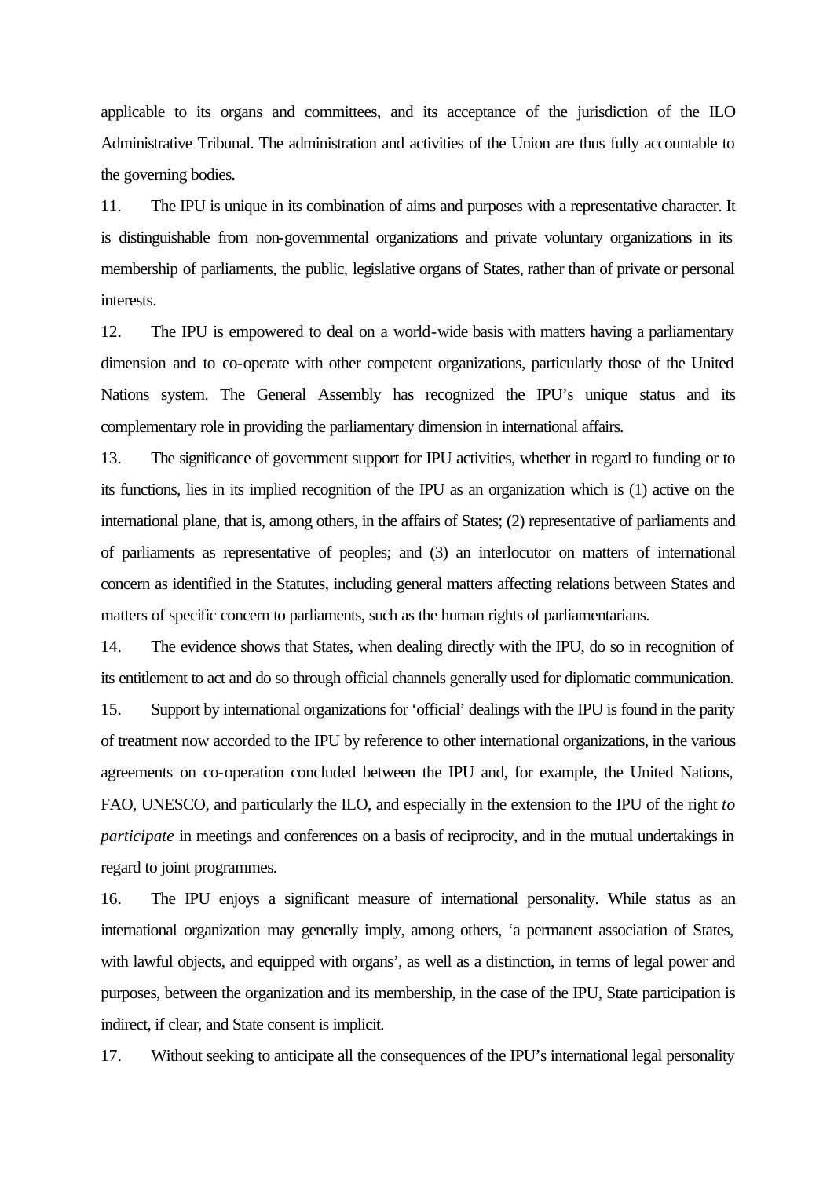applicable to its organs and committees, and its acceptance of the jurisdiction of the ILO Administrative Tribunal. The administration and activities of the Union are thus fully accountable to the governing bodies.

11. The IPU is unique in its combination of aims and purposes with a representative character. It is distinguishable from non-governmental organizations and private voluntary organizations in its membership of parliaments, the public, legislative organs of States, rather than of private or personal interests.

12. The IPU is empowered to deal on a world-wide basis with matters having a parliamentary dimension and to co-operate with other competent organizations, particularly those of the United Nations system. The General Assembly has recognized the IPU's unique status and its complementary role in providing the parliamentary dimension in international affairs.

13. The significance of government support for IPU activities, whether in regard to funding or to its functions, lies in its implied recognition of the IPU as an organization which is (1) active on the international plane, that is, among others, in the affairs of States; (2) representative of parliaments and of parliaments as representative of peoples; and (3) an interlocutor on matters of international concern as identified in the Statutes, including general matters affecting relations between States and matters of specific concern to parliaments, such as the human rights of parliamentarians.

14. The evidence shows that States, when dealing directly with the IPU, do so in recognition of its entitlement to act and do so through official channels generally used for diplomatic communication.

15. Support by international organizations for 'official' dealings with the IPU is found in the parity of treatment now accorded to the IPU by reference to other international organizations, in the various agreements on co-operation concluded between the IPU and, for example, the United Nations, FAO, UNESCO, and particularly the ILO, and especially in the extension to the IPU of the right *to participate* in meetings and conferences on a basis of reciprocity, and in the mutual undertakings in regard to joint programmes.

16. The IPU enjoys a significant measure of international personality. While status as an international organization may generally imply, among others, 'a permanent association of States, with lawful objects, and equipped with organs', as well as a distinction, in terms of legal power and purposes, between the organization and its membership, in the case of the IPU, State participation is indirect, if clear, and State consent is implicit.

17. Without seeking to anticipate all the consequences of the IPU's international legal personality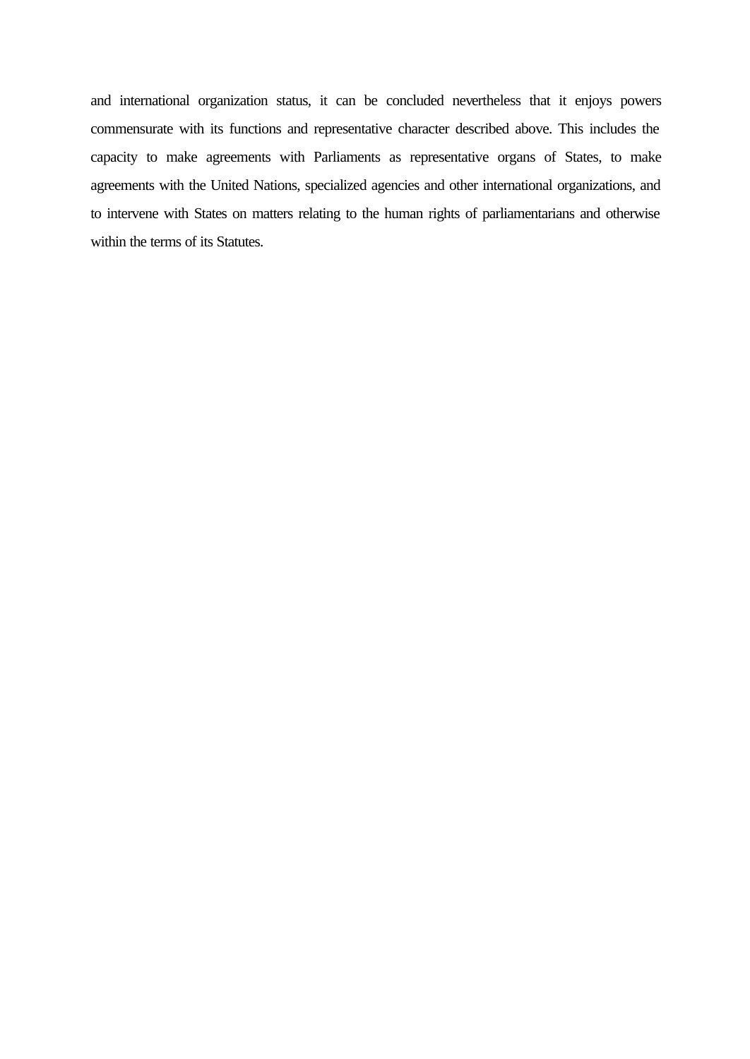and international organization status, it can be concluded nevertheless that it enjoys powers commensurate with its functions and representative character described above. This includes the capacity to make agreements with Parliaments as representative organs of States, to make agreements with the United Nations, specialized agencies and other international organizations, and to intervene with States on matters relating to the human rights of parliamentarians and otherwise within the terms of its Statutes.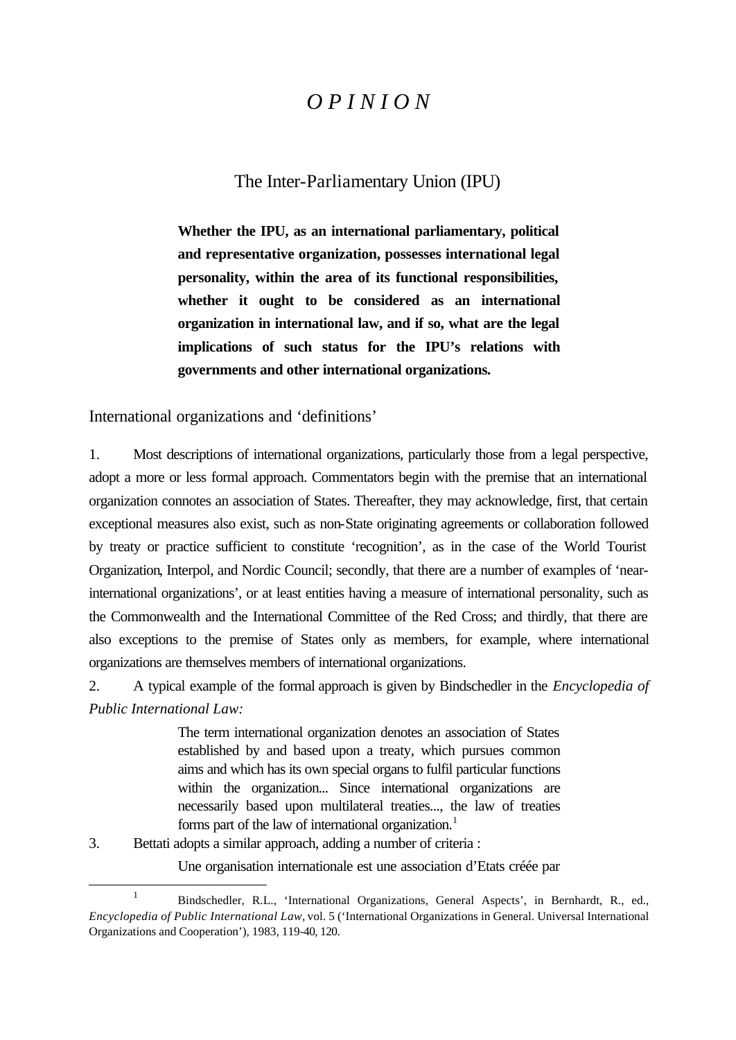# *O P I N I O N*

## The Inter-Parliamentary Union (IPU)

> **Whether the IPU, as an international parliamentary, political and representative organization, possesses international legal personality, within the area of its functional responsibilities, whether it ought to be considered as an international organization in international law, and if so, what are the legal implications of such status for the IPU's relations with governments and other international organizations.**

### International organizations and 'definitions'

1. Most descriptions of international organizations, particularly those from a legal perspective, adopt a more or less formal approach. Commentators begin with the premise that an international organization connotes an association of States. Thereafter, they may acknowledge, first, that certain exceptional measures also exist, such as non-State originating agreements or collaboration followed by treaty or practice sufficient to constitute 'recognition', as in the case of the World Tourist Organization, Interpol, and Nordic Council; secondly, that there are a number of examples of 'near-international organizations', or at least entities having a measure of international personality, such as the Commonwealth and the International Committee of the Red Cross; and thirdly, that there are also exceptions to the premise of States only as members, for example, where international organizations are themselves members of international organizations.

2. A typical example of the formal approach is given by Bindschedler in the *Encyclopedia of Public International Law:*

> The term international organization denotes an association of States established by and based upon a treaty, which pursues common aims and which has its own special organs to fulfil particular functions within the organization... Since international organizations are necessarily based upon multilateral treaties..., the law of treaties forms part of the law of international organization.[1]

3. Bettati adopts a similar approach, adding a number of criteria :

> Une organisation internationale est une association d'Etats créée par

---

[1] Bindschedler, R.L., 'International Organizations, General Aspects', in Bernhardt, R., ed., *Encyclopedia of Public International Law,* vol. 5 ('International Organizations in General. Universal International Organizations and Cooperation'), 1983, 119-40, 120.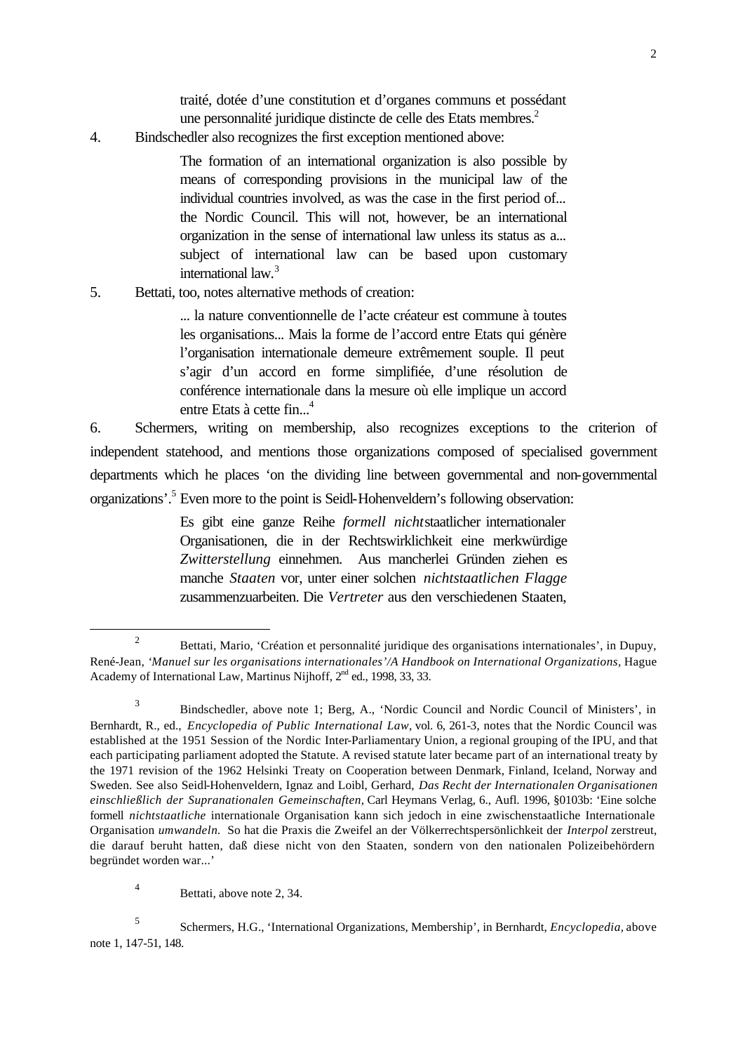> traité, dotée d'une constitution et d'organes communs et possédant une personnalité juridique distincte de celle des Etats membres.[2]

4. Bindschedler also recognizes the first exception mentioned above:

> The formation of an international organization is also possible by means of corresponding provisions in the municipal law of the individual countries involved, as was the case in the first period of... the Nordic Council. This will not, however, be an international organization in the sense of international law unless its status as a... subject of international law can be based upon customary international law.[3]

5. Bettati, too, notes alternative methods of creation:

> ... la nature conventionnelle de l'acte créateur est commune à toutes les organisations... Mais la forme de l'accord entre Etats qui génère l'organisation internationale demeure extrêmement souple. Il peut s'agir d'un accord en forme simplifiée, d'une résolution de conférence internationale dans la mesure où elle implique un accord entre Etats à cette fin...[4]

6. Schermers, writing on membership, also recognizes exceptions to the criterion of independent statehood, and mentions those organizations composed of specialised government departments which he places 'on the dividing line between governmental and non-governmental organizations'.[5] Even more to the point is Seidl-Hohenveldern's following observation:

> Es gibt eine ganze Reihe *formell nicht*staatlicher internationaler Organisationen, die in der Rechtswirklichkeit eine merkwürdige *Zwitterstellung* einnehmen. Aus mancherlei Gründen ziehen es manche *Staaten* vor, unter einer solchen *nichtstaatlichen Flagge* zusammenzuarbeiten. Die *Vertreter* aus den verschiedenen Staaten,

---

[2] Bettati, Mario, 'Création et personnalité juridique des organisations internationales', in Dupuy, René-Jean, *'Manuel sur les organisations internationales'/A Handbook on International Organizations*, Hague Academy of International Law, Martinus Nijhoff, 2nd ed., 1998, 33, 33.

[3] Bindschedler, above note 1; Berg, A., 'Nordic Council and Nordic Council of Ministers', in Bernhardt, R., ed., *Encyclopedia of Public International Law*, vol. 6, 261-3, notes that the Nordic Council was established at the 1951 Session of the Nordic Inter-Parliamentary Union, a regional grouping of the IPU, and that each participating parliament adopted the Statute. A revised statute later became part of an international treaty by the 1971 revision of the 1962 Helsinki Treaty on Cooperation between Denmark, Finland, Iceland, Norway and Sweden. See also Seidl-Hohenveldern, Ignaz and Loibl, Gerhard, *Das Recht der Internationalen Organisationen einschließlich der Supranationalen Gemeinschaften*, Carl Heymans Verlag, 6., Aufl. 1996, §0103b: 'Eine solche formell *nichtstaatliche* internationale Organisation kann sich jedoch in eine zwischenstaatliche Internationale Organisation *umwandeln*. So hat die Praxis die Zweifel an der Völkerrechtspersönlichkeit der *Interpol* zerstreut, die darauf beruht hatten, daß diese nicht von den Staaten, sondern von den nationalen Polizeibehördern begründet worden war...'

[4] Bettati, above note 2, 34.

[5] Schermers, H.G., 'International Organizations, Membership', in Bernhardt, *Encyclopedia*, above note 1, 147-51, 148.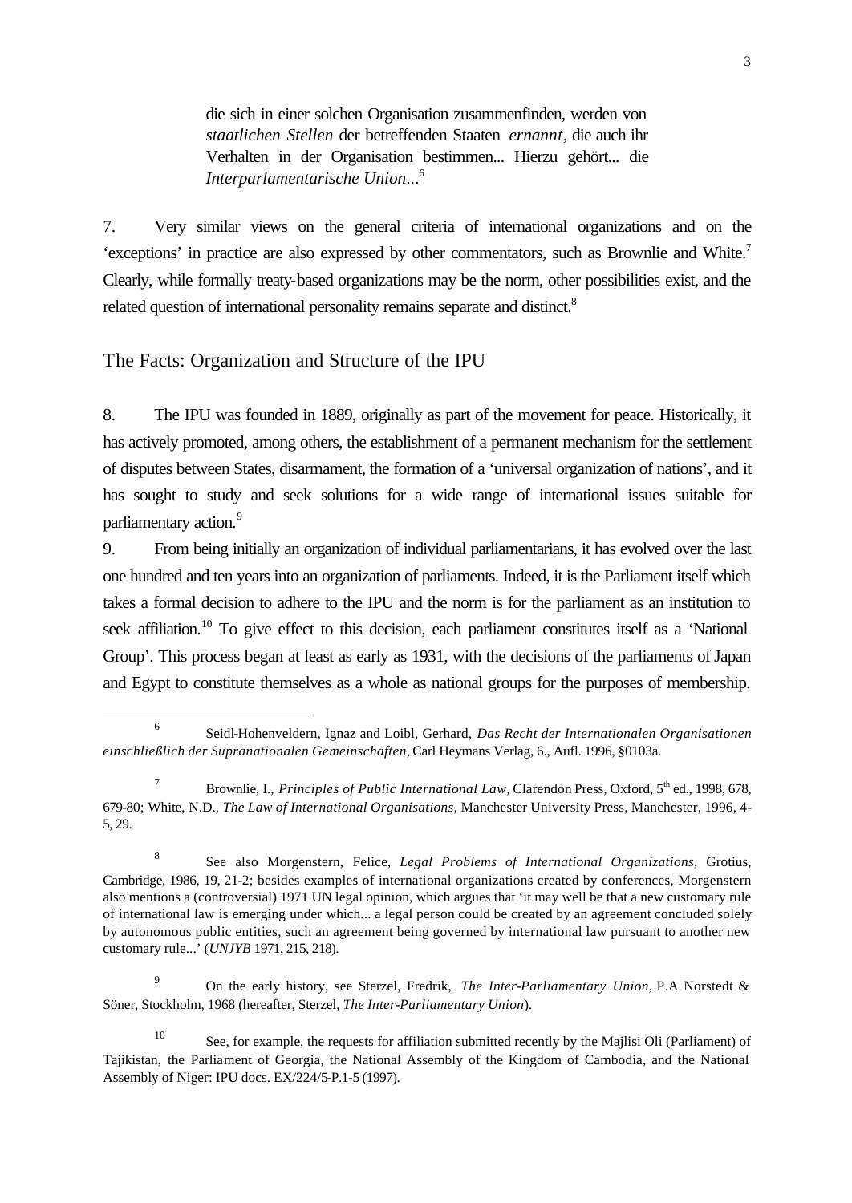> die sich in einer solchen Organisation zusammenfinden, werden von *staatlichen Stellen* der betreffenden Staaten *ernannt*, die auch ihr Verhalten in der Organisation bestimmen... Hierzu gehört... die *Interparlamentarische Union*...[6]

7. Very similar views on the general criteria of international organizations and on the 'exceptions' in practice are also expressed by other commentators, such as Brownlie and White.[7] Clearly, while formally treaty-based organizations may be the norm, other possibilities exist, and the related question of international personality remains separate and distinct.[8]

## The Facts: Organization and Structure of the IPU

8. The IPU was founded in 1889, originally as part of the movement for peace. Historically, it has actively promoted, among others, the establishment of a permanent mechanism for the settlement of disputes between States, disarmament, the formation of a 'universal organization of nations', and it has sought to study and seek solutions for a wide range of international issues suitable for parliamentary action.[9]

9. From being initially an organization of individual parliamentarians, it has evolved over the last one hundred and ten years into an organization of parliaments. Indeed, it is the Parliament itself which takes a formal decision to adhere to the IPU and the norm is for the parliament as an institution to seek affiliation.[10] To give effect to this decision, each parliament constitutes itself as a 'National Group'. This process began at least as early as 1931, with the decisions of the parliaments of Japan and Egypt to constitute themselves as a whole as national groups for the purposes of membership.

---

[6] Seidl-Hohenveldern, Ignaz and Loibl, Gerhard, *Das Recht der Internationalen Organisationen einschließlich der Supranationalen Gemeinschaften*, Carl Heymans Verlag, 6., Aufl. 1996, §0103a.

[7] Brownlie, I., *Principles of Public International Law*, Clarendon Press, Oxford, 5th ed., 1998, 678, 679-80; White, N.D., *The Law of International Organisations*, Manchester University Press, Manchester, 1996, 4-5, 29.

[8] See also Morgenstern, Felice, *Legal Problems of International Organizations*, Grotius, Cambridge, 1986, 19, 21-2; besides examples of international organizations created by conferences, Morgenstern also mentions a (controversial) 1971 UN legal opinion, which argues that 'it may well be that a new customary rule of international law is emerging under which... a legal person could be created by an agreement concluded solely by autonomous public entities, such an agreement being governed by international law pursuant to another new customary rule...' (*UNJYB* 1971, 215, 218).

[9] On the early history, see Sterzel, Fredrik, *The Inter-Parliamentary Union*, P.A Norstedt & Söner, Stockholm, 1968 (hereafter, Sterzel, *The Inter-Parliamentary Union*).

[10] See, for example, the requests for affiliation submitted recently by the Majlisi Oli (Parliament) of Tajikistan, the Parliament of Georgia, the National Assembly of the Kingdom of Cambodia, and the National Assembly of Niger: IPU docs. EX/224/5-P.1-5 (1997).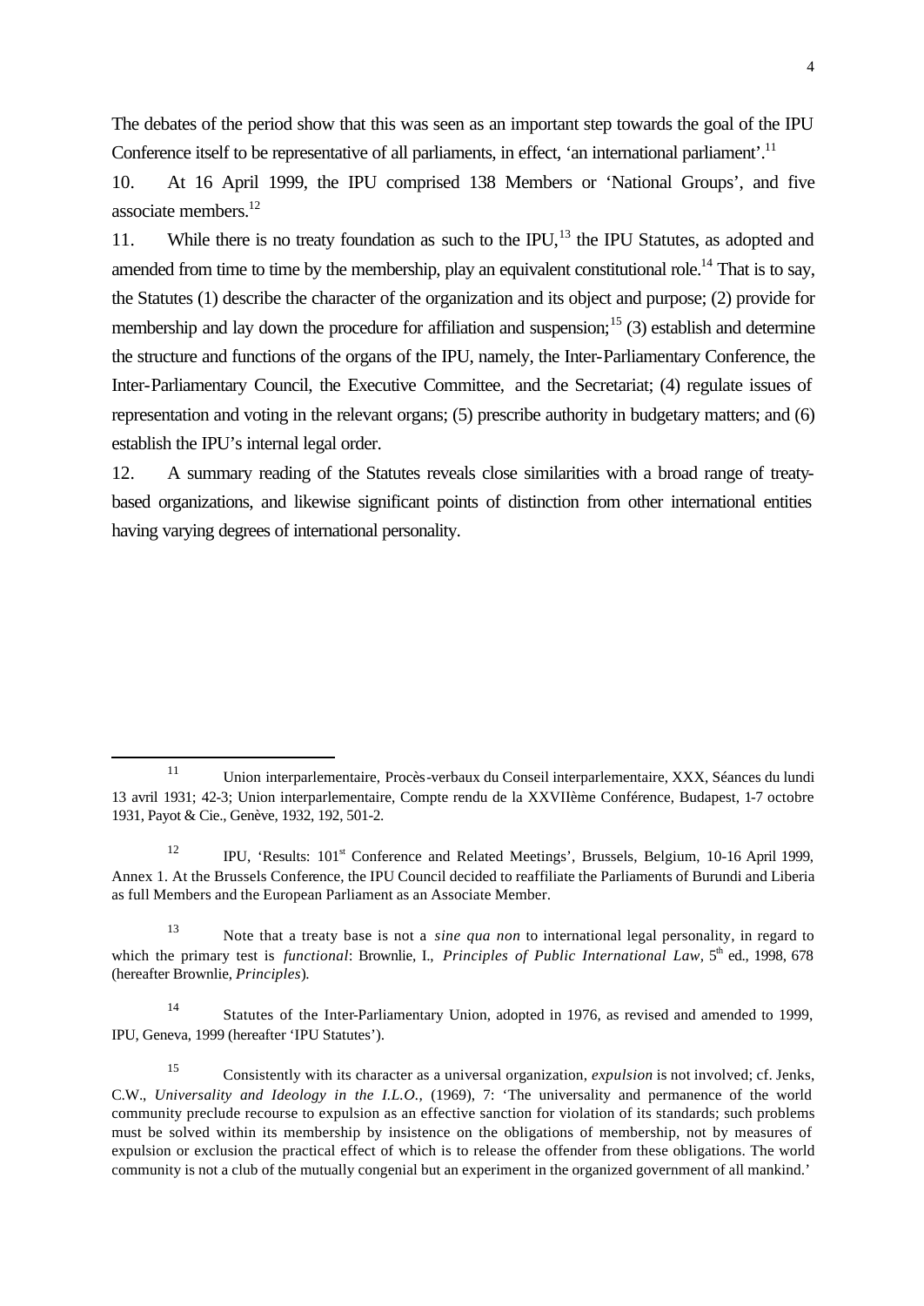The debates of the period show that this was seen as an important step towards the goal of the IPU Conference itself to be representative of all parliaments, in effect, 'an international parliament'.[11]

10. At 16 April 1999, the IPU comprised 138 Members or 'National Groups', and five associate members.[12]

11. While there is no treaty foundation as such to the IPU,[13] the IPU Statutes, as adopted and amended from time to time by the membership, play an equivalent constitutional role.[14] That is to say, the Statutes (1) describe the character of the organization and its object and purpose; (2) provide for membership and lay down the procedure for affiliation and suspension;[15] (3) establish and determine the structure and functions of the organs of the IPU, namely, the Inter-Parliamentary Conference, the Inter-Parliamentary Council, the Executive Committee, and the Secretariat; (4) regulate issues of representation and voting in the relevant organs; (5) prescribe authority in budgetary matters; and (6) establish the IPU's internal legal order.

12. A summary reading of the Statutes reveals close similarities with a broad range of treaty-based organizations, and likewise significant points of distinction from other international entities having varying degrees of international personality.

---

[11] Union interparlementaire, Procès-verbaux du Conseil interparlementaire, XXX, Séances du lundi 13 avril 1931; 42-3; Union interparlementaire, Compte rendu de la XXVIIème Conférence, Budapest, 1-7 octobre 1931, Payot & Cie., Genève, 1932, 192, 501-2.

[12] IPU, 'Results: 101st Conference and Related Meetings', Brussels, Belgium, 10-16 April 1999, Annex 1. At the Brussels Conference, the IPU Council decided to reaffiliate the Parliaments of Burundi and Liberia as full Members and the European Parliament as an Associate Member.

[13] Note that a treaty base is not a *sine qua non* to international legal personality, in regard to which the primary test is *functional*: Brownlie, I., *Principles of Public International Law*, 5th ed., 1998, 678 (hereafter Brownlie, *Principles*).

[14] Statutes of the Inter-Parliamentary Union, adopted in 1976, as revised and amended to 1999, IPU, Geneva, 1999 (hereafter 'IPU Statutes').

[15] Consistently with its character as a universal organization, *expulsion* is not involved; cf. Jenks, C.W., *Universality and Ideology in the I.L.O.,* (1969), 7: 'The universality and permanence of the world community preclude recourse to expulsion as an effective sanction for violation of its standards; such problems must be solved within its membership by insistence on the obligations of membership, not by measures of expulsion or exclusion the practical effect of which is to release the offender from these obligations. The world community is not a club of the mutually congenial but an experiment in the organized government of all mankind.'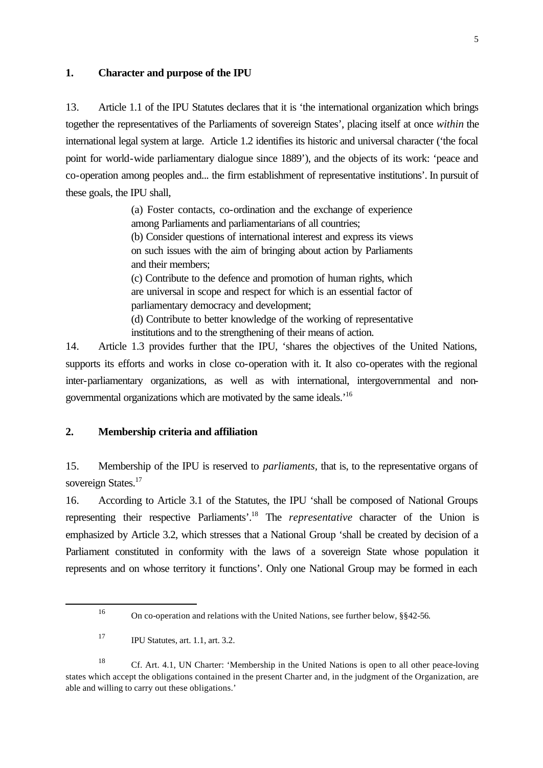## 1. Character and purpose of the IPU

13. Article 1.1 of the IPU Statutes declares that it is 'the international organization which brings together the representatives of the Parliaments of sovereign States', placing itself at once *within* the international legal system at large. Article 1.2 identifies its historic and universal character ('the focal point for world-wide parliamentary dialogue since 1889'), and the objects of its work: 'peace and co-operation among peoples and... the firm establishment of representative institutions'. In pursuit of these goals, the IPU shall,

> (a) Foster contacts, co-ordination and the exchange of experience among Parliaments and parliamentarians of all countries;
> (b) Consider questions of international interest and express its views on such issues with the aim of bringing about action by Parliaments and their members;
> (c) Contribute to the defence and promotion of human rights, which are universal in scope and respect for which is an essential factor of parliamentary democracy and development;
> (d) Contribute to better knowledge of the working of representative institutions and to the strengthening of their means of action.

14. Article 1.3 provides further that the IPU, 'shares the objectives of the United Nations, supports its efforts and works in close co-operation with it. It also co-operates with the regional inter-parliamentary organizations, as well as with international, intergovernmental and non-governmental organizations which are motivated by the same ideals.'[16]

## 2. Membership criteria and affiliation

15. Membership of the IPU is reserved to *parliaments*, that is, to the representative organs of sovereign States.[17]

16. According to Article 3.1 of the Statutes, the IPU 'shall be composed of National Groups representing their respective Parliaments'.[18] The *representative* character of the Union is emphasized by Article 3.2, which stresses that a National Group 'shall be created by decision of a Parliament constituted in conformity with the laws of a sovereign State whose population it represents and on whose territory it functions'. Only one National Group may be formed in each

---

[16] On co-operation and relations with the United Nations, see further below, §§42-56.

[17] IPU Statutes, art. 1.1, art. 3.2.

[18] Cf. Art. 4.1, UN Charter: 'Membership in the United Nations is open to all other peace-loving states which accept the obligations contained in the present Charter and, in the judgment of the Organization, are able and willing to carry out these obligations.'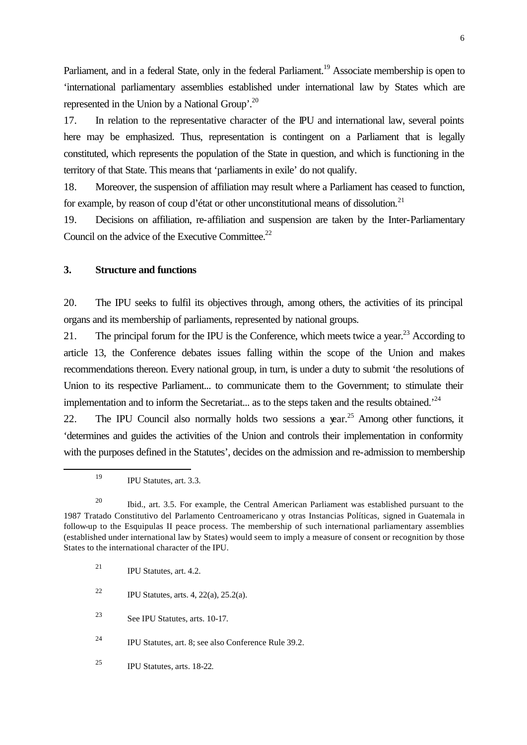Parliament, and in a federal State, only in the federal Parliament.[19] Associate membership is open to 'international parliamentary assemblies established under international law by States which are represented in the Union by a National Group'.[20]

17. In relation to the representative character of the IPU and international law, several points here may be emphasized. Thus, representation is contingent on a Parliament that is legally constituted, which represents the population of the State in question, and which is functioning in the territory of that State. This means that 'parliaments in exile' do not qualify.

18. Moreover, the suspension of affiliation may result where a Parliament has ceased to function, for example, by reason of coup d'état or other unconstitutional means of dissolution.[21]

19. Decisions on affiliation, re-affiliation and suspension are taken by the Inter-Parliamentary Council on the advice of the Executive Committee.[22]

### 3. Structure and functions

20. The IPU seeks to fulfil its objectives through, among others, the activities of its principal organs and its membership of parliaments, represented by national groups.

21. The principal forum for the IPU is the Conference, which meets twice a year.[23] According to article 13, the Conference debates issues falling within the scope of the Union and makes recommendations thereon. Every national group, in turn, is under a duty to submit 'the resolutions of Union to its respective Parliament... to communicate them to the Government; to stimulate their implementation and to inform the Secretariat... as to the steps taken and the results obtained.'[24]

22. The IPU Council also normally holds two sessions a year.[25] Among other functions, it 'determines and guides the activities of the Union and controls their implementation in conformity with the purposes defined in the Statutes', decides on the admission and re-admission to membership

---

[19] IPU Statutes, art. 3.3.

[20] Ibid., art. 3.5. For example, the Central American Parliament was established pursuant to the 1987 Tratado Constitutivo del Parlamento Centroamericano y otras Instancias Políticas, signed in Guatemala in follow-up to the Esquipulas II peace process. The membership of such international parliamentary assemblies (established under international law by States) would seem to imply a measure of consent or recognition by those States to the international character of the IPU.

[21] IPU Statutes, art. 4.2.

[22] IPU Statutes, arts. 4, 22(a), 25.2(a).

[23] See IPU Statutes, arts. 10-17.

[24] IPU Statutes, art. 8; see also Conference Rule 39.2.

[25] IPU Statutes, arts. 18-22.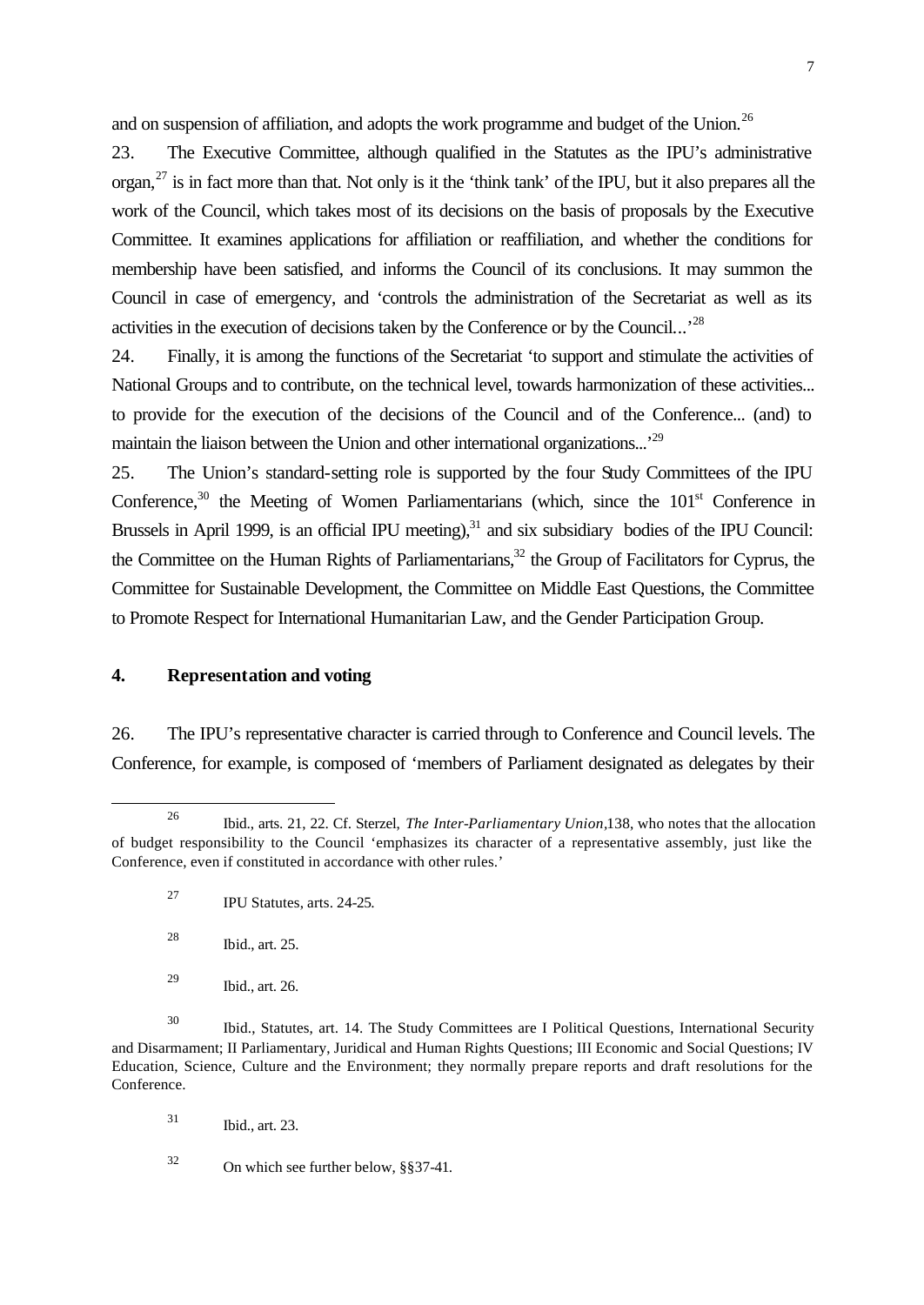and on suspension of affiliation, and adopts the work programme and budget of the Union.[26]

23. The Executive Committee, although qualified in the Statutes as the IPU's administrative organ,[27] is in fact more than that. Not only is it the 'think tank' of the IPU, but it also prepares all the work of the Council, which takes most of its decisions on the basis of proposals by the Executive Committee. It examines applications for affiliation or reaffiliation, and whether the conditions for membership have been satisfied, and informs the Council of its conclusions. It may summon the Council in case of emergency, and 'controls the administration of the Secretariat as well as its activities in the execution of decisions taken by the Conference or by the Council...'[28]

24. Finally, it is among the functions of the Secretariat 'to support and stimulate the activities of National Groups and to contribute, on the technical level, towards harmonization of these activities... to provide for the execution of the decisions of the Council and of the Conference... (and) to maintain the liaison between the Union and other international organizations...'[29]

25. The Union's standard-setting role is supported by the four Study Committees of the IPU Conference,[30] the Meeting of Women Parliamentarians (which, since the 101st Conference in Brussels in April 1999, is an official IPU meeting),[31] and six subsidiary bodies of the IPU Council: the Committee on the Human Rights of Parliamentarians,[32] the Group of Facilitators for Cyprus, the Committee for Sustainable Development, the Committee on Middle East Questions, the Committee to Promote Respect for International Humanitarian Law, and the Gender Participation Group.

## 4. Representation and voting

26. The IPU's representative character is carried through to Conference and Council levels. The Conference, for example, is composed of 'members of Parliament designated as delegates by their

---

[26] Ibid., arts. 21, 22. Cf. Sterzel, *The Inter-Parliamentary Union*,138, who notes that the allocation of budget responsibility to the Council 'emphasizes its character of a representative assembly, just like the Conference, even if constituted in accordance with other rules.'

[27] IPU Statutes, arts. 24-25.

[28] Ibid., art. 25.

[29] Ibid., art. 26.

[30] Ibid., Statutes, art. 14. The Study Committees are I Political Questions, International Security and Disarmament; II Parliamentary, Juridical and Human Rights Questions; III Economic and Social Questions; IV Education, Science, Culture and the Environment; they normally prepare reports and draft resolutions for the Conference.

[31] Ibid., art. 23.

[32] On which see further below, §§37-41.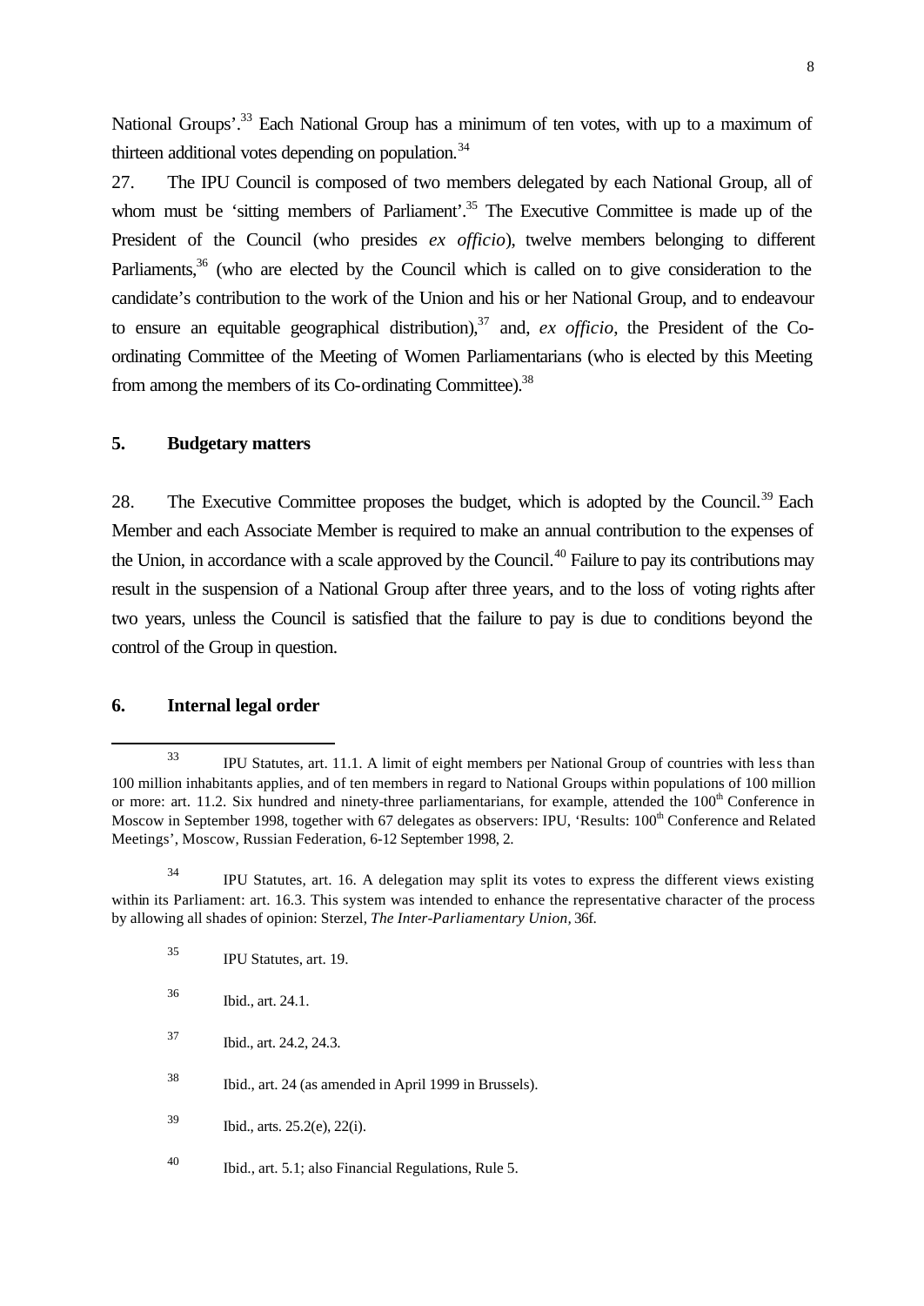National Groups'.[33] Each National Group has a minimum of ten votes, with up to a maximum of thirteen additional votes depending on population.[34]

27. The IPU Council is composed of two members delegated by each National Group, all of whom must be 'sitting members of Parliament'.[35] The Executive Committee is made up of the President of the Council (who presides *ex officio*), twelve members belonging to different Parliaments,[36] (who are elected by the Council which is called on to give consideration to the candidate's contribution to the work of the Union and his or her National Group, and to endeavour to ensure an equitable geographical distribution),[37] and, *ex officio*, the President of the Co-ordinating Committee of the Meeting of Women Parliamentarians (who is elected by this Meeting from among the members of its Co-ordinating Committee).[38]

## 5. Budgetary matters

28. The Executive Committee proposes the budget, which is adopted by the Council.[39] Each Member and each Associate Member is required to make an annual contribution to the expenses of the Union, in accordance with a scale approved by the Council.[40] Failure to pay its contributions may result in the suspension of a National Group after three years, and to the loss of voting rights after two years, unless the Council is satisfied that the failure to pay is due to conditions beyond the control of the Group in question.

## 6. Internal legal order

---

[33] IPU Statutes, art. 11.1. A limit of eight members per National Group of countries with less than 100 million inhabitants applies, and of ten members in regard to National Groups within populations of 100 million or more: art. 11.2. Six hundred and ninety-three parliamentarians, for example, attended the 100th Conference in Moscow in September 1998, together with 67 delegates as observers: IPU, 'Results: 100th Conference and Related Meetings', Moscow, Russian Federation, 6-12 September 1998, 2.

[34] IPU Statutes, art. 16. A delegation may split its votes to express the different views existing within its Parliament: art. 16.3. This system was intended to enhance the representative character of the process by allowing all shades of opinion: Sterzel, *The Inter-Parliamentary Union,* 36f.

[35] IPU Statutes, art. 19.

[36] Ibid., art. 24.1.

[37] Ibid., art. 24.2, 24.3.

[38] Ibid., art. 24 (as amended in April 1999 in Brussels).

[39] Ibid., arts. 25.2(e), 22(i).

[40] Ibid., art. 5.1; also Financial Regulations, Rule 5.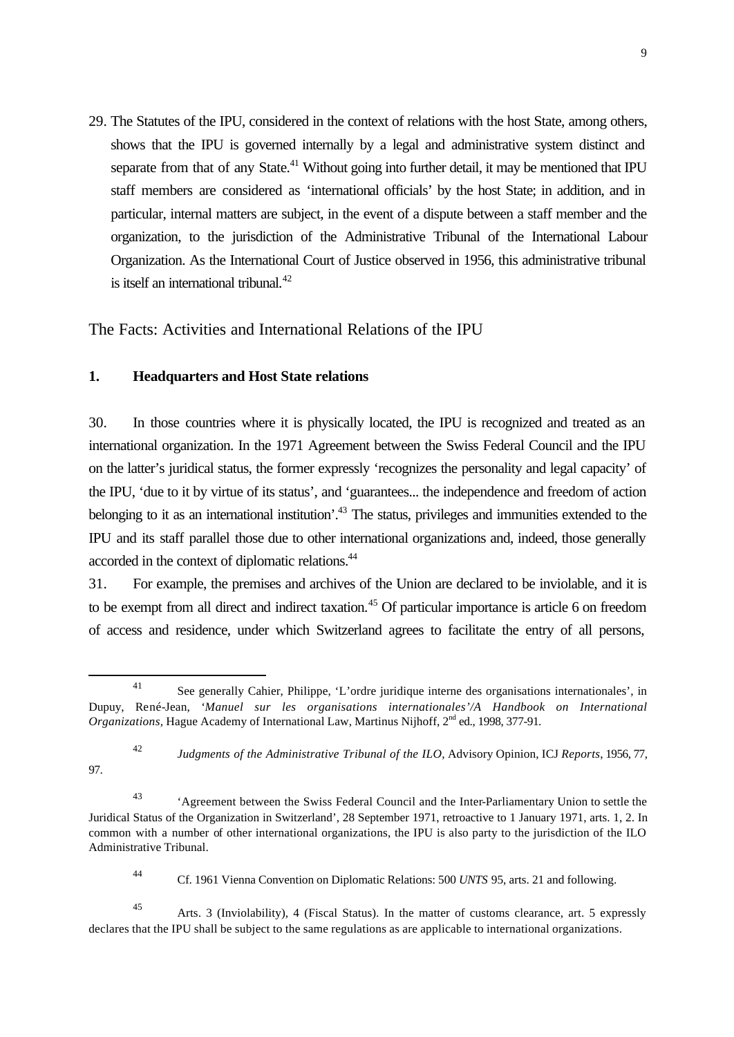29. The Statutes of the IPU, considered in the context of relations with the host State, among others, shows that the IPU is governed internally by a legal and administrative system distinct and separate from that of any State.[41] Without going into further detail, it may be mentioned that IPU staff members are considered as 'international officials' by the host State; in addition, and in particular, internal matters are subject, in the event of a dispute between a staff member and the organization, to the jurisdiction of the Administrative Tribunal of the International Labour Organization. As the International Court of Justice observed in 1956, this administrative tribunal is itself an international tribunal.[42]

## The Facts: Activities and International Relations of the IPU

### 1. Headquarters and Host State relations

30. In those countries where it is physically located, the IPU is recognized and treated as an international organization. In the 1971 Agreement between the Swiss Federal Council and the IPU on the latter's juridical status, the former expressly 'recognizes the personality and legal capacity' of the IPU, 'due to it by virtue of its status', and 'guarantees... the independence and freedom of action belonging to it as an international institution'.[43] The status, privileges and immunities extended to the IPU and its staff parallel those due to other international organizations and, indeed, those generally accorded in the context of diplomatic relations.[44]

31. For example, the premises and archives of the Union are declared to be inviolable, and it is to be exempt from all direct and indirect taxation.[45] Of particular importance is article 6 on freedom of access and residence, under which Switzerland agrees to facilitate the entry of all persons,

---

[41] See generally Cahier, Philippe, 'L'ordre juridique interne des organisations internationales', in Dupuy, René-Jean, '*Manuel sur les organisations internationales'/A Handbook on International Organizations*, Hague Academy of International Law, Martinus Nijhoff, 2nd ed., 1998, 377-91.

[42] *Judgments of the Administrative Tribunal of the ILO*, Advisory Opinion, ICJ *Reports*, 1956, 77, 97.

[43] 'Agreement between the Swiss Federal Council and the Inter-Parliamentary Union to settle the Juridical Status of the Organization in Switzerland', 28 September 1971, retroactive to 1 January 1971, arts. 1, 2. In common with a number of other international organizations, the IPU is also party to the jurisdiction of the ILO Administrative Tribunal.

[44] Cf. 1961 Vienna Convention on Diplomatic Relations: 500 *UNTS* 95, arts. 21 and following.

[45] Arts. 3 (Inviolability), 4 (Fiscal Status). In the matter of customs clearance, art. 5 expressly declares that the IPU shall be subject to the same regulations as are applicable to international organizations.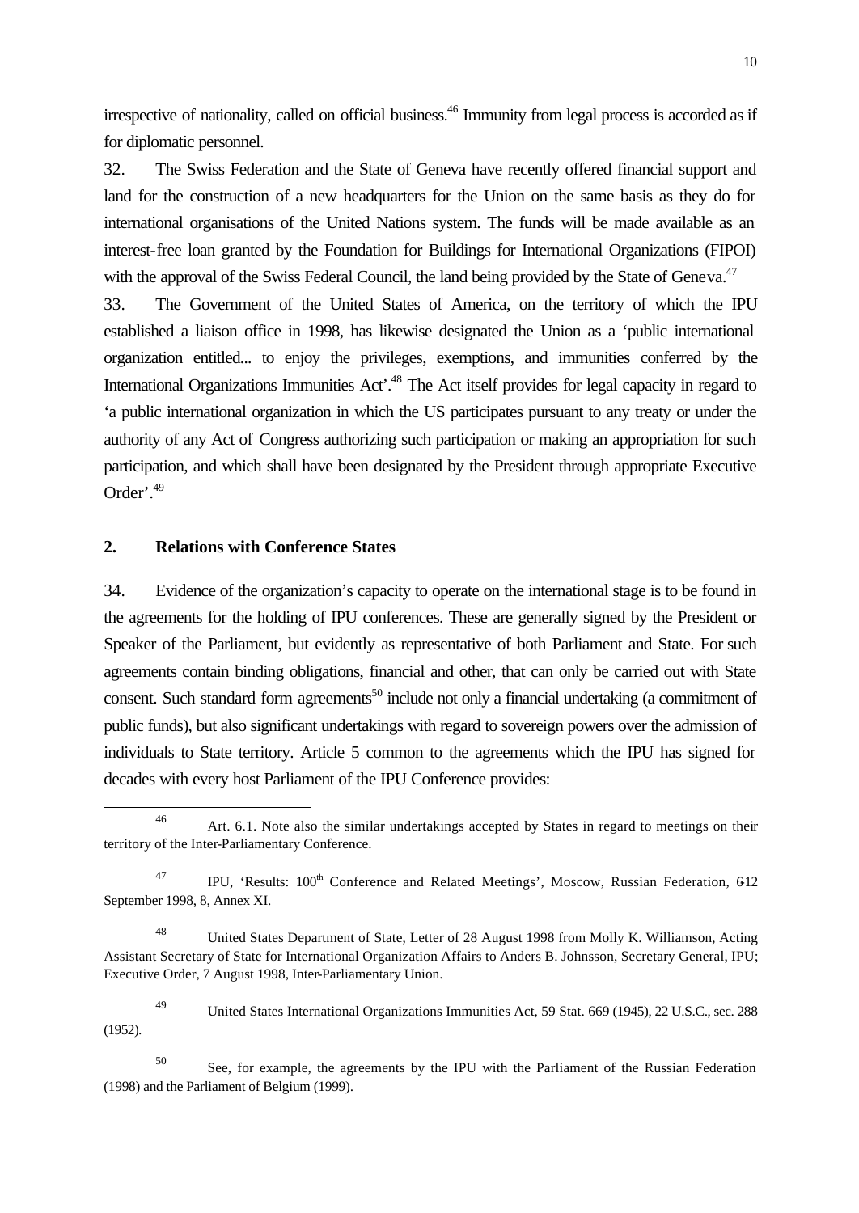irrespective of nationality, called on official business.[46] Immunity from legal process is accorded as if for diplomatic personnel.

32. The Swiss Federation and the State of Geneva have recently offered financial support and land for the construction of a new headquarters for the Union on the same basis as they do for international organisations of the United Nations system. The funds will be made available as an interest-free loan granted by the Foundation for Buildings for International Organizations (FIPOI) with the approval of the Swiss Federal Council, the land being provided by the State of Geneva.[47]

33. The Government of the United States of America, on the territory of which the IPU established a liaison office in 1998, has likewise designated the Union as a 'public international organization entitled... to enjoy the privileges, exemptions, and immunities conferred by the International Organizations Immunities Act'.[48] The Act itself provides for legal capacity in regard to 'a public international organization in which the US participates pursuant to any treaty or under the authority of any Act of Congress authorizing such participation or making an appropriation for such participation, and which shall have been designated by the President through appropriate Executive Order'.[49]

## 2. Relations with Conference States

34. Evidence of the organization's capacity to operate on the international stage is to be found in the agreements for the holding of IPU conferences. These are generally signed by the President or Speaker of the Parliament, but evidently as representative of both Parliament and State. For such agreements contain binding obligations, financial and other, that can only be carried out with State consent. Such standard form agreements[50] include not only a financial undertaking (a commitment of public funds), but also significant undertakings with regard to sovereign powers over the admission of individuals to State territory. Article 5 common to the agreements which the IPU has signed for decades with every host Parliament of the IPU Conference provides:

---

[46] Art. 6.1. Note also the similar undertakings accepted by States in regard to meetings on their territory of the Inter-Parliamentary Conference.

[47] IPU, 'Results: 100th Conference and Related Meetings', Moscow, Russian Federation, 6-12 September 1998, 8, Annex XI.

[48] United States Department of State, Letter of 28 August 1998 from Molly K. Williamson, Acting Assistant Secretary of State for International Organization Affairs to Anders B. Johnsson, Secretary General, IPU; Executive Order, 7 August 1998, Inter-Parliamentary Union.

[49] United States International Organizations Immunities Act, 59 Stat. 669 (1945), 22 U.S.C., sec. 288 (1952).

[50] See, for example, the agreements by the IPU with the Parliament of the Russian Federation (1998) and the Parliament of Belgium (1999).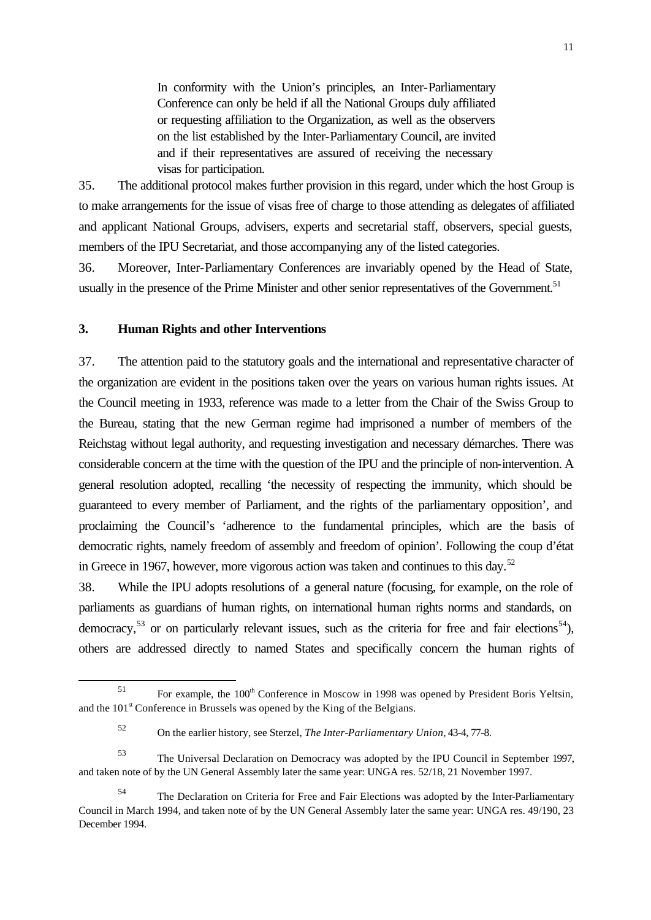> In conformity with the Union's principles, an Inter-Parliamentary Conference can only be held if all the National Groups duly affiliated or requesting affiliation to the Organization, as well as the observers on the list established by the Inter-Parliamentary Council, are invited and if their representatives are assured of receiving the necessary visas for participation.

35. The additional protocol makes further provision in this regard, under which the host Group is to make arrangements for the issue of visas free of charge to those attending as delegates of affiliated and applicant National Groups, advisers, experts and secretarial staff, observers, special guests, members of the IPU Secretariat, and those accompanying any of the listed categories.

36. Moreover, Inter-Parliamentary Conferences are invariably opened by the Head of State, usually in the presence of the Prime Minister and other senior representatives of the Government.[51]

### 3. Human Rights and other Interventions

37. The attention paid to the statutory goals and the international and representative character of the organization are evident in the positions taken over the years on various human rights issues. At the Council meeting in 1933, reference was made to a letter from the Chair of the Swiss Group to the Bureau, stating that the new German regime had imprisoned a number of members of the Reichstag without legal authority, and requesting investigation and necessary démarches. There was considerable concern at the time with the question of the IPU and the principle of non-intervention. A general resolution adopted, recalling 'the necessity of respecting the immunity, which should be guaranteed to every member of Parliament, and the rights of the parliamentary opposition', and proclaiming the Council's 'adherence to the fundamental principles, which are the basis of democratic rights, namely freedom of assembly and freedom of opinion'. Following the coup d'état in Greece in 1967, however, more vigorous action was taken and continues to this day.[52]

38. While the IPU adopts resolutions of a general nature (focusing, for example, on the role of parliaments as guardians of human rights, on international human rights norms and standards, on democracy,[53] or on particularly relevant issues, such as the criteria for free and fair elections[54]), others are addressed directly to named States and specifically concern the human rights of

---

[51] For example, the 100th Conference in Moscow in 1998 was opened by President Boris Yeltsin, and the 101st Conference in Brussels was opened by the King of the Belgians.

[52] On the earlier history, see Sterzel, *The Inter-Parliamentary Union*, 43-4, 77-8.

[53] The Universal Declaration on Democracy was adopted by the IPU Council in September 1997, and taken note of by the UN General Assembly later the same year: UNGA res. 52/18, 21 November 1997.

[54] The Declaration on Criteria for Free and Fair Elections was adopted by the Inter-Parliamentary Council in March 1994, and taken note of by the UN General Assembly later the same year: UNGA res. 49/190, 23 December 1994.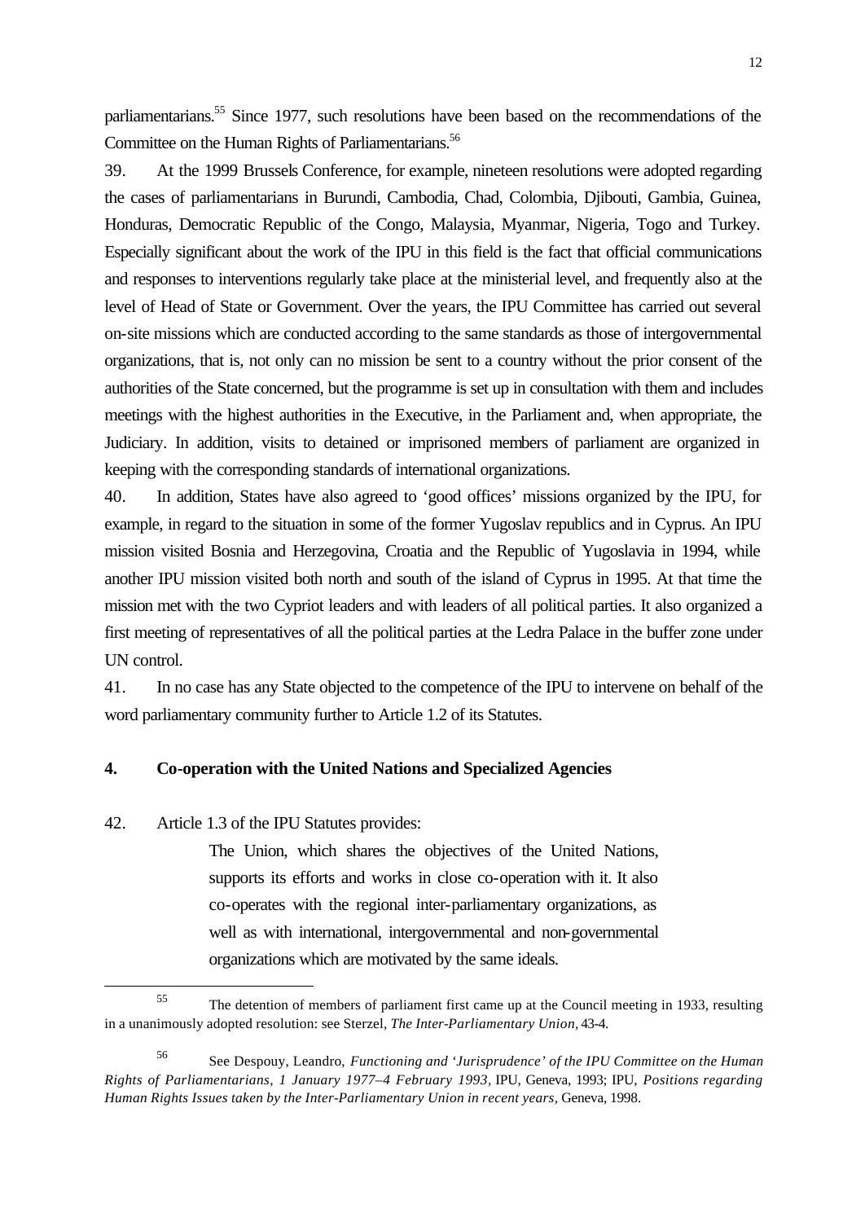parliamentarians.[55] Since 1977, such resolutions have been based on the recommendations of the Committee on the Human Rights of Parliamentarians.[56]

39. At the 1999 Brussels Conference, for example, nineteen resolutions were adopted regarding the cases of parliamentarians in Burundi, Cambodia, Chad, Colombia, Djibouti, Gambia, Guinea, Honduras, Democratic Republic of the Congo, Malaysia, Myanmar, Nigeria, Togo and Turkey. Especially significant about the work of the IPU in this field is the fact that official communications and responses to interventions regularly take place at the ministerial level, and frequently also at the level of Head of State or Government. Over the years, the IPU Committee has carried out several on-site missions which are conducted according to the same standards as those of intergovernmental organizations, that is, not only can no mission be sent to a country without the prior consent of the authorities of the State concerned, but the programme is set up in consultation with them and includes meetings with the highest authorities in the Executive, in the Parliament and, when appropriate, the Judiciary. In addition, visits to detained or imprisoned members of parliament are organized in keeping with the corresponding standards of international organizations.

40. In addition, States have also agreed to 'good offices' missions organized by the IPU, for example, in regard to the situation in some of the former Yugoslav republics and in Cyprus. An IPU mission visited Bosnia and Herzegovina, Croatia and the Republic of Yugoslavia in 1994, while another IPU mission visited both north and south of the island of Cyprus in 1995. At that time the mission met with the two Cypriot leaders and with leaders of all political parties. It also organized a first meeting of representatives of all the political parties at the Ledra Palace in the buffer zone under UN control.

41. In no case has any State objected to the competence of the IPU to intervene on behalf of the word parliamentary community further to Article 1.2 of its Statutes.

## 4. Co-operation with the United Nations and Specialized Agencies

42. Article 1.3 of the IPU Statutes provides:

> The Union, which shares the objectives of the United Nations, supports its efforts and works in close co-operation with it. It also co-operates with the regional inter-parliamentary organizations, as well as with international, intergovernmental and non-governmental organizations which are motivated by the same ideals.

---

[55] The detention of members of parliament first came up at the Council meeting in 1933, resulting in a unanimously adopted resolution: see Sterzel, *The Inter-Parliamentary Union,* 43-4.

[56] See Despouy, Leandro, *Functioning and 'Jurisprudence' of the IPU Committee on the Human Rights of Parliamentarians, 1 January 1977–4 February 1993,* IPU, Geneva, 1993; IPU, *Positions regarding Human Rights Issues taken by the Inter-Parliamentary Union in recent years,* Geneva, 1998.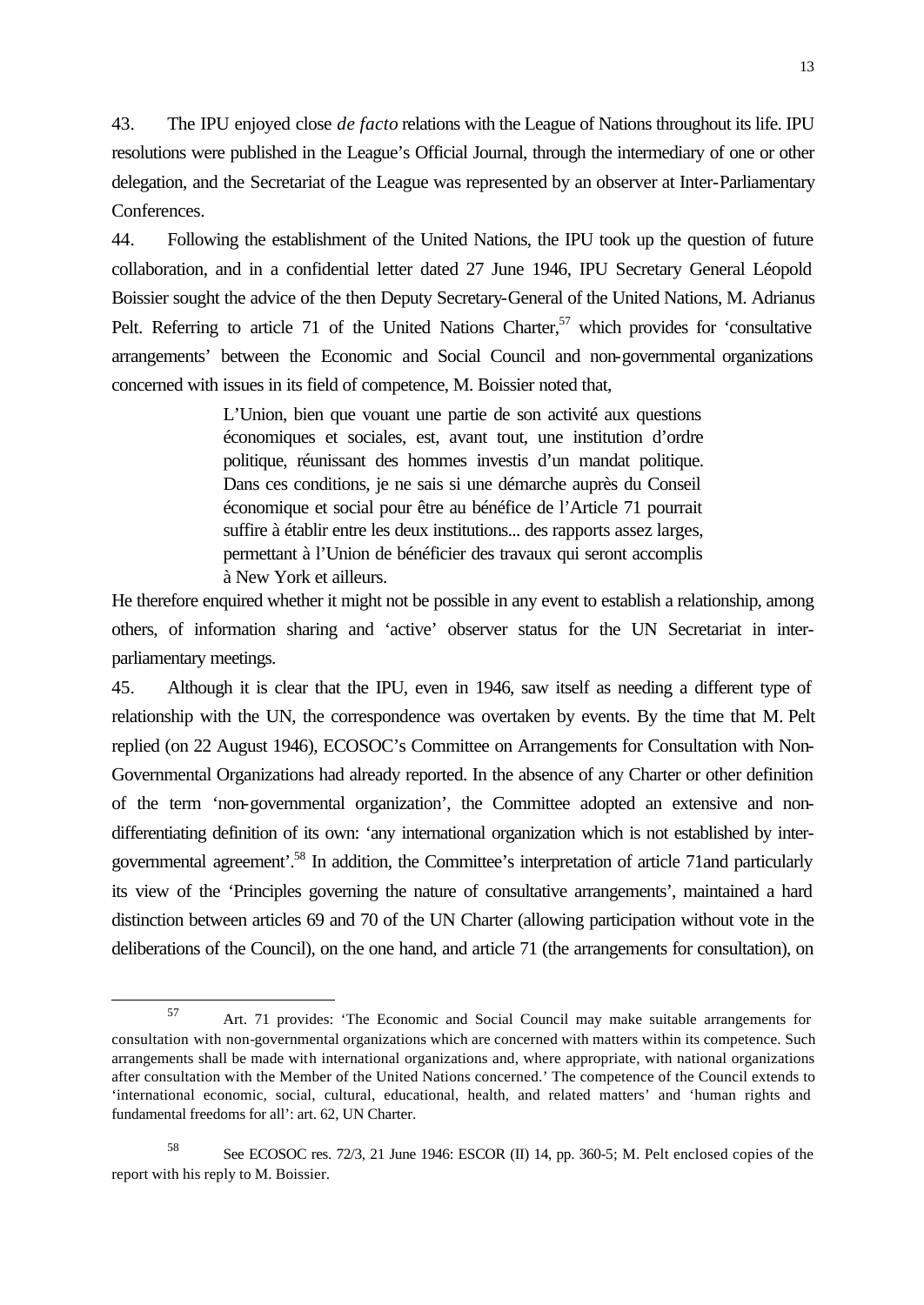43. The IPU enjoyed close *de facto* relations with the League of Nations throughout its life. IPU resolutions were published in the League's Official Journal, through the intermediary of one or other delegation, and the Secretariat of the League was represented by an observer at Inter-Parliamentary Conferences.

44. Following the establishment of the United Nations, the IPU took up the question of future collaboration, and in a confidential letter dated 27 June 1946, IPU Secretary General Léopold Boissier sought the advice of the then Deputy Secretary-General of the United Nations, M. Adrianus Pelt. Referring to article 71 of the United Nations Charter,[57] which provides for 'consultative arrangements' between the Economic and Social Council and non-governmental organizations concerned with issues in its field of competence, M. Boissier noted that,

> L'Union, bien que vouant une partie de son activité aux questions économiques et sociales, est, avant tout, une institution d'ordre politique, réunissant des hommes investis d'un mandat politique. Dans ces conditions, je ne sais si une démarche auprès du Conseil économique et social pour être au bénéfice de l'Article 71 pourrait suffire à établir entre les deux institutions... des rapports assez larges, permettant à l'Union de bénéficier des travaux qui seront accomplis à New York et ailleurs.

He therefore enquired whether it might not be possible in any event to establish a relationship, among others, of information sharing and 'active' observer status for the UN Secretariat in inter-parliamentary meetings.

45. Although it is clear that the IPU, even in 1946, saw itself as needing a different type of relationship with the UN, the correspondence was overtaken by events. By the time that M. Pelt replied (on 22 August 1946), ECOSOC's Committee on Arrangements for Consultation with Non-Governmental Organizations had already reported. In the absence of any Charter or other definition of the term 'non-governmental organization', the Committee adopted an extensive and non-differentiating definition of its own: 'any international organization which is not established by inter-governmental agreement'.[58] In addition, the Committee's interpretation of article 71and particularly its view of the 'Principles governing the nature of consultative arrangements', maintained a hard distinction between articles 69 and 70 of the UN Charter (allowing participation without vote in the deliberations of the Council), on the one hand, and article 71 (the arrangements for consultation), on

---

[57] Art. 71 provides: 'The Economic and Social Council may make suitable arrangements for consultation with non-governmental organizations which are concerned with matters within its competence. Such arrangements shall be made with international organizations and, where appropriate, with national organizations after consultation with the Member of the United Nations concerned.' The competence of the Council extends to 'international economic, social, cultural, educational, health, and related matters' and 'human rights and fundamental freedoms for all': art. 62, UN Charter.

[58] See ECOSOC res. 72/3, 21 June 1946: ESCOR (II) 14, pp. 360-5; M. Pelt enclosed copies of the report with his reply to M. Boissier.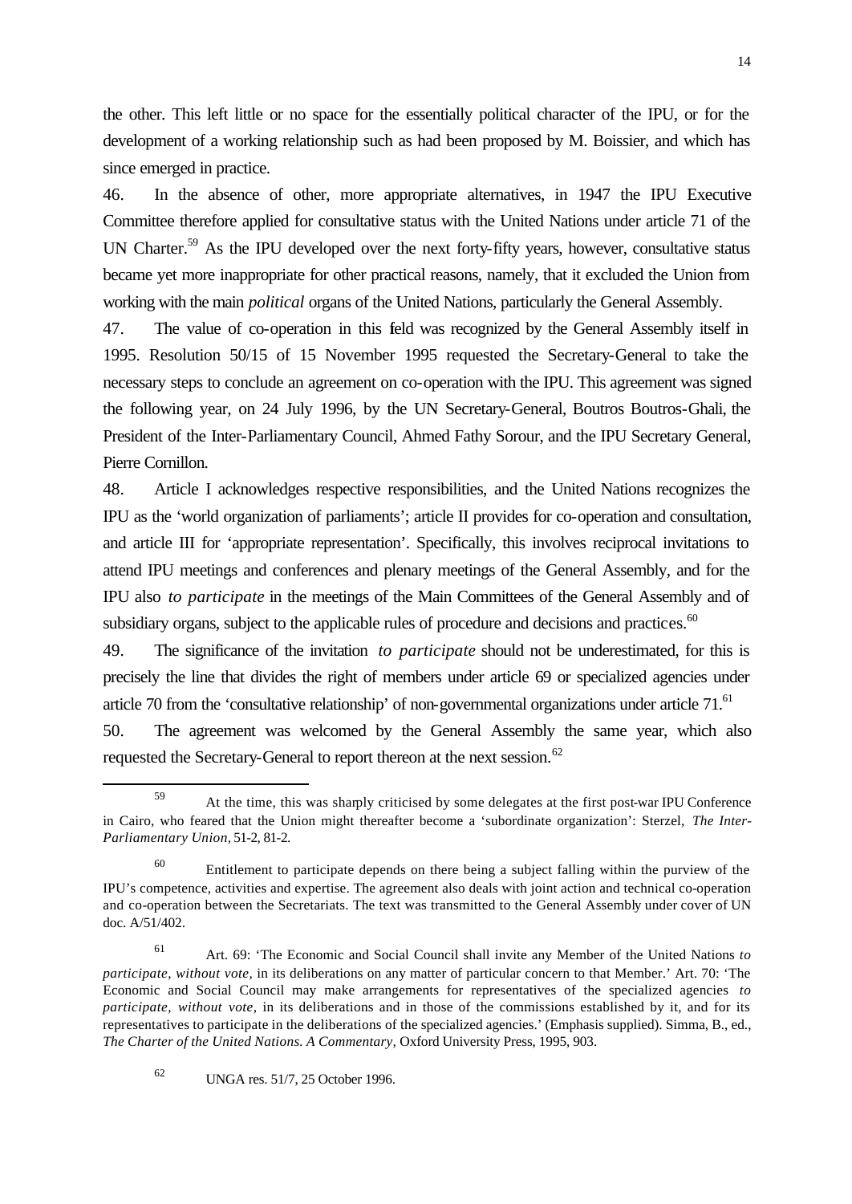the other. This left little or no space for the essentially political character of the IPU, or for the development of a working relationship such as had been proposed by M. Boissier, and which has since emerged in practice.

46. In the absence of other, more appropriate alternatives, in 1947 the IPU Executive Committee therefore applied for consultative status with the United Nations under article 71 of the UN Charter.[59] As the IPU developed over the next forty-fifty years, however, consultative status became yet more inappropriate for other practical reasons, namely, that it excluded the Union from working with the main *political* organs of the United Nations, particularly the General Assembly.

47. The value of co-operation in this field was recognized by the General Assembly itself in 1995. Resolution 50/15 of 15 November 1995 requested the Secretary-General to take the necessary steps to conclude an agreement on co-operation with the IPU. This agreement was signed the following year, on 24 July 1996, by the UN Secretary-General, Boutros Boutros-Ghali, the President of the Inter-Parliamentary Council, Ahmed Fathy Sorour, and the IPU Secretary General, Pierre Cornillon.

48. Article I acknowledges respective responsibilities, and the United Nations recognizes the IPU as the 'world organization of parliaments'; article II provides for co-operation and consultation, and article III for 'appropriate representation'. Specifically, this involves reciprocal invitations to attend IPU meetings and conferences and plenary meetings of the General Assembly, and for the IPU also *to participate* in the meetings of the Main Committees of the General Assembly and of subsidiary organs, subject to the applicable rules of procedure and decisions and practices.[60]

49. The significance of the invitation *to participate* should not be underestimated, for this is precisely the line that divides the right of members under article 69 or specialized agencies under article 70 from the 'consultative relationship' of non-governmental organizations under article 71.[61]

50. The agreement was welcomed by the General Assembly the same year, which also requested the Secretary-General to report thereon at the next session.[62]

---

[59] At the time, this was sharply criticised by some delegates at the first post-war IPU Conference in Cairo, who feared that the Union might thereafter become a 'subordinate organization': Sterzel, *The Inter-Parliamentary Union*, 51-2, 81-2.

[60] Entitlement to participate depends on there being a subject falling within the purview of the IPU's competence, activities and expertise. The agreement also deals with joint action and technical co-operation and co-operation between the Secretariats. The text was transmitted to the General Assembly under cover of UN doc. A/51/402.

[61] Art. 69: 'The Economic and Social Council shall invite any Member of the United Nations *to participate, without vote,* in its deliberations on any matter of particular concern to that Member.' Art. 70: 'The Economic and Social Council may make arrangements for representatives of the specialized agencies *to participate, without vote,* in its deliberations and in those of the commissions established by it, and for its representatives to participate in the deliberations of the specialized agencies.' (Emphasis supplied). Simma, B., ed., *The Charter of the United Nations. A Commentary,* Oxford University Press, 1995, 903.

[62] UNGA res. 51/7, 25 October 1996.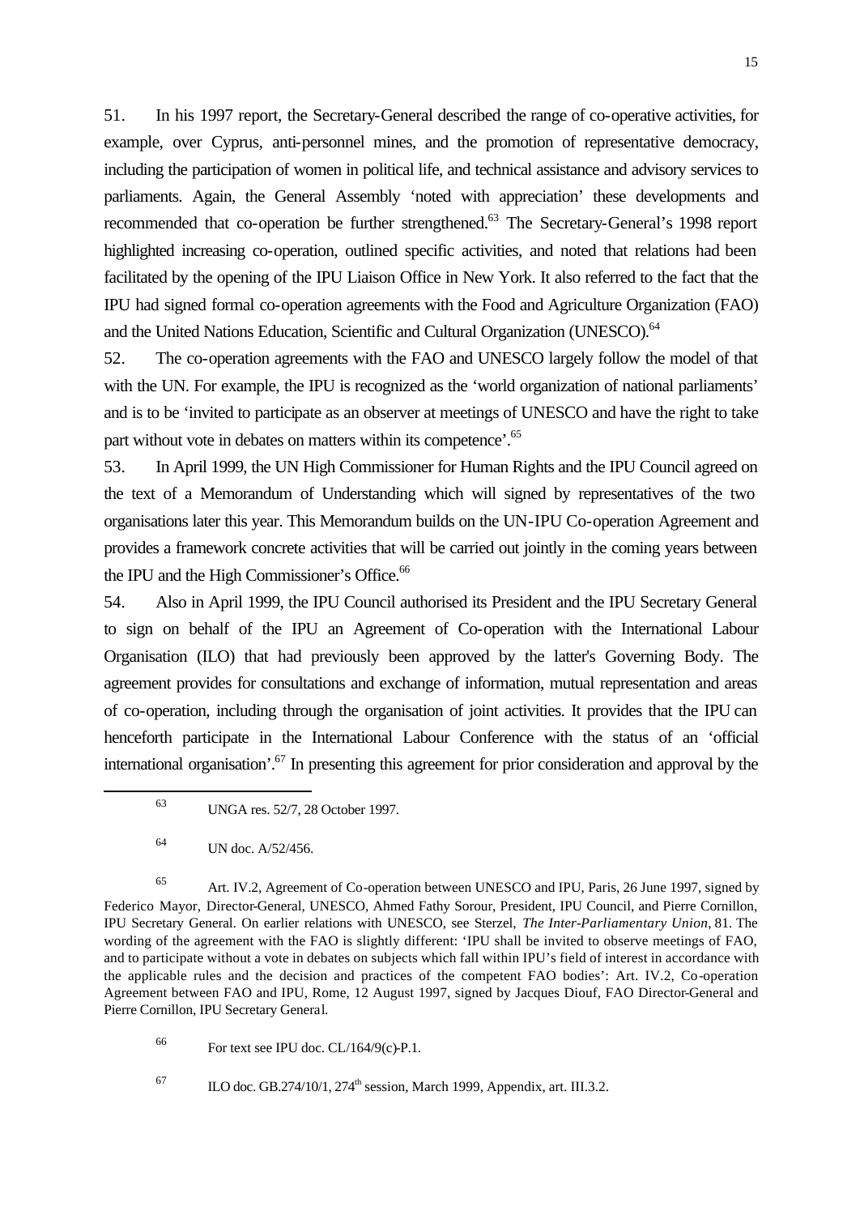51. In his 1997 report, the Secretary-General described the range of co-operative activities, for example, over Cyprus, anti-personnel mines, and the promotion of representative democracy, including the participation of women in political life, and technical assistance and advisory services to parliaments. Again, the General Assembly 'noted with appreciation' these developments and recommended that co-operation be further strengthened.[63] The Secretary-General's 1998 report highlighted increasing co-operation, outlined specific activities, and noted that relations had been facilitated by the opening of the IPU Liaison Office in New York. It also referred to the fact that the IPU had signed formal co-operation agreements with the Food and Agriculture Organization (FAO) and the United Nations Education, Scientific and Cultural Organization (UNESCO).[64]

52. The co-operation agreements with the FAO and UNESCO largely follow the model of that with the UN. For example, the IPU is recognized as the 'world organization of national parliaments' and is to be 'invited to participate as an observer at meetings of UNESCO and have the right to take part without vote in debates on matters within its competence'.[65]

53. In April 1999, the UN High Commissioner for Human Rights and the IPU Council agreed on the text of a Memorandum of Understanding which will signed by representatives of the two organisations later this year. This Memorandum builds on the UN-IPU Co-operation Agreement and provides a framework concrete activities that will be carried out jointly in the coming years between the IPU and the High Commissioner's Office.[66]

54. Also in April 1999, the IPU Council authorised its President and the IPU Secretary General to sign on behalf of the IPU an Agreement of Co-operation with the International Labour Organisation (ILO) that had previously been approved by the latter's Governing Body. The agreement provides for consultations and exchange of information, mutual representation and areas of co-operation, including through the organisation of joint activities. It provides that the IPU can henceforth participate in the International Labour Conference with the status of an 'official international organisation'.[67] In presenting this agreement for prior consideration and approval by the

---

[63] UNGA res. 52/7, 28 October 1997.

[64] UN doc. A/52/456.

[65] Art. IV.2, Agreement of Co-operation between UNESCO and IPU, Paris, 26 June 1997, signed by Federico Mayor, Director-General, UNESCO, Ahmed Fathy Sorour, President, IPU Council, and Pierre Cornillon, IPU Secretary General. On earlier relations with UNESCO, see Sterzel, *The Inter-Parliamentary Union*, 81. The wording of the agreement with the FAO is slightly different: 'IPU shall be invited to observe meetings of FAO, and to participate without a vote in debates on subjects which fall within IPU's field of interest in accordance with the applicable rules and the decision and practices of the competent FAO bodies': Art. IV.2, Co-operation Agreement between FAO and IPU, Rome, 12 August 1997, signed by Jacques Diouf, FAO Director-General and Pierre Cornillon, IPU Secretary General.

[66] For text see IPU doc. CL/164/9(c)-P.1.

[67] ILO doc. GB.274/10/1, 274th session, March 1999, Appendix, art. III.3.2.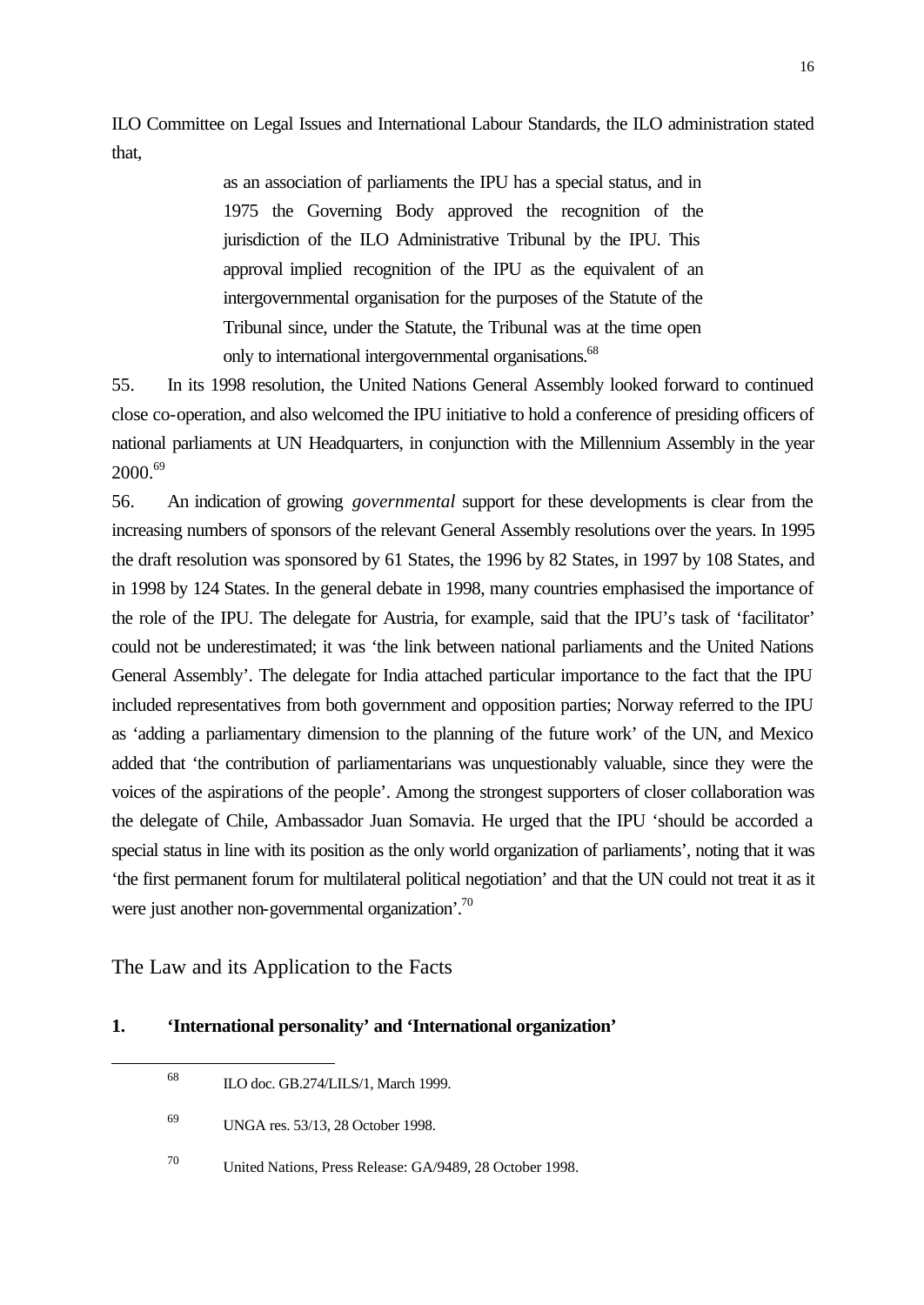ILO Committee on Legal Issues and International Labour Standards, the ILO administration stated that,

> as an association of parliaments the IPU has a special status, and in 1975 the Governing Body approved the recognition of the jurisdiction of the ILO Administrative Tribunal by the IPU. This approval implied recognition of the IPU as the equivalent of an intergovernmental organisation for the purposes of the Statute of the Tribunal since, under the Statute, the Tribunal was at the time open only to international intergovernmental organisations.[68]

55. In its 1998 resolution, the United Nations General Assembly looked forward to continued close co-operation, and also welcomed the IPU initiative to hold a conference of presiding officers of national parliaments at UN Headquarters, in conjunction with the Millennium Assembly in the year 2000.[69]

56. An indication of growing *governmental* support for these developments is clear from the increasing numbers of sponsors of the relevant General Assembly resolutions over the years. In 1995 the draft resolution was sponsored by 61 States, the 1996 by 82 States, in 1997 by 108 States, and in 1998 by 124 States. In the general debate in 1998, many countries emphasised the importance of the role of the IPU. The delegate for Austria, for example, said that the IPU's task of 'facilitator' could not be underestimated; it was 'the link between national parliaments and the United Nations General Assembly'. The delegate for India attached particular importance to the fact that the IPU included representatives from both government and opposition parties; Norway referred to the IPU as 'adding a parliamentary dimension to the planning of the future work' of the UN, and Mexico added that 'the contribution of parliamentarians was unquestionably valuable, since they were the voices of the aspirations of the people'. Among the strongest supporters of closer collaboration was the delegate of Chile, Ambassador Juan Somavia. He urged that the IPU 'should be accorded a special status in line with its position as the only world organization of parliaments', noting that it was 'the first permanent forum for multilateral political negotiation' and that the UN could not treat it as it were just another non-governmental organization'.[70]

## The Law and its Application to the Facts

### 1. 'International personality' and 'International organization'

---

[68] ILO doc. GB.274/LILS/1, March 1999.

[69] UNGA res. 53/13, 28 October 1998.

[70] United Nations, Press Release: GA/9489, 28 October 1998.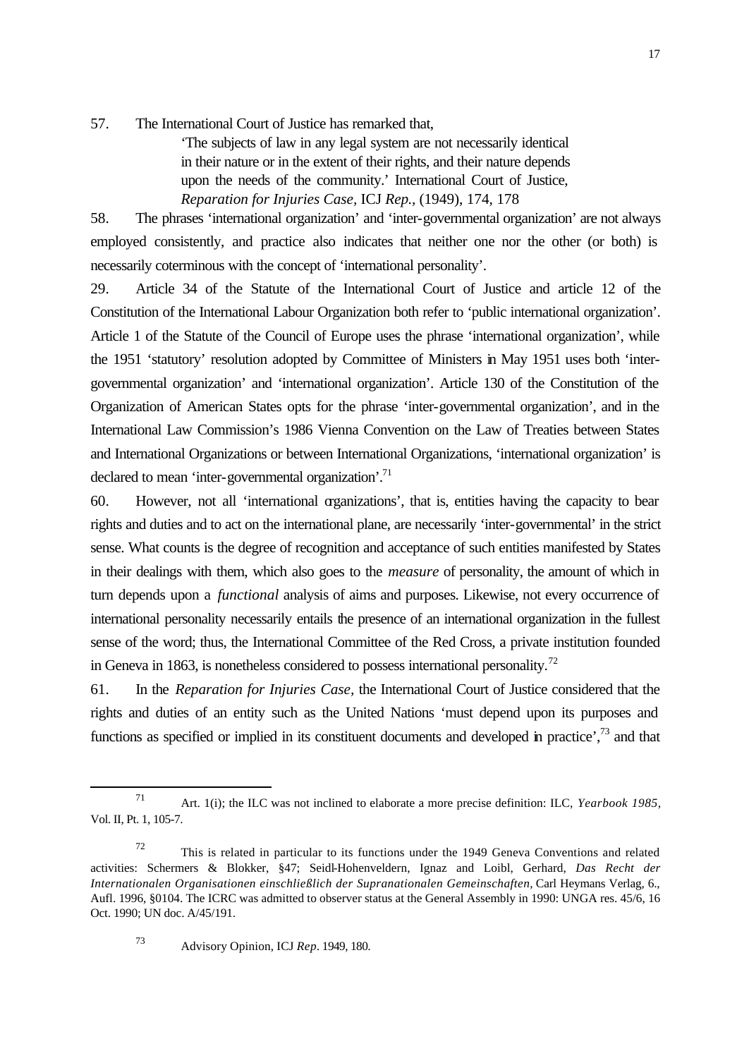57. The International Court of Justice has remarked that,

> 'The subjects of law in any legal system are not necessarily identical in their nature or in the extent of their rights, and their nature depends upon the needs of the community.' International Court of Justice, *Reparation for Injuries Case,* ICJ *Rep.,* (1949), 174, 178

58. The phrases 'international organization' and 'inter-governmental organization' are not always employed consistently, and practice also indicates that neither one nor the other (or both) is necessarily coterminous with the concept of 'international personality'.

29. Article 34 of the Statute of the International Court of Justice and article 12 of the Constitution of the International Labour Organization both refer to 'public international organization'. Article 1 of the Statute of the Council of Europe uses the phrase 'international organization', while the 1951 'statutory' resolution adopted by Committee of Ministers in May 1951 uses both 'inter-governmental organization' and 'international organization'. Article 130 of the Constitution of the Organization of American States opts for the phrase 'inter-governmental organization', and in the International Law Commission's 1986 Vienna Convention on the Law of Treaties between States and International Organizations or between International Organizations, 'international organization' is declared to mean 'inter-governmental organization'.[71]

60. However, not all 'international organizations', that is, entities having the capacity to bear rights and duties and to act on the international plane, are necessarily 'inter-governmental' in the strict sense. What counts is the degree of recognition and acceptance of such entities manifested by States in their dealings with them, which also goes to the *measure* of personality, the amount of which in turn depends upon a *functional* analysis of aims and purposes. Likewise, not every occurrence of international personality necessarily entails the presence of an international organization in the fullest sense of the word; thus, the International Committee of the Red Cross, a private institution founded in Geneva in 1863, is nonetheless considered to possess international personality.[72]

61. In the *Reparation for Injuries Case,* the International Court of Justice considered that the rights and duties of an entity such as the United Nations 'must depend upon its purposes and functions as specified or implied in its constituent documents and developed in practice',[73] and that

---

[71] Art. 1(i); the ILC was not inclined to elaborate a more precise definition: ILC, *Yearbook 1985,* Vol. II, Pt. 1, 105-7.

[72] This is related in particular to its functions under the 1949 Geneva Conventions and related activities: Schermers & Blokker, §47; Seidl-Hohenveldern, Ignaz and Loibl, Gerhard, *Das Recht der Internationalen Organisationen einschließlich der Supranationalen Gemeinschaften,* Carl Heymans Verlag, 6., Aufl. 1996, §0104. The ICRC was admitted to observer status at the General Assembly in 1990: UNGA res. 45/6, 16 Oct. 1990; UN doc. A/45/191.

[73] Advisory Opinion, ICJ *Rep*. 1949, 180.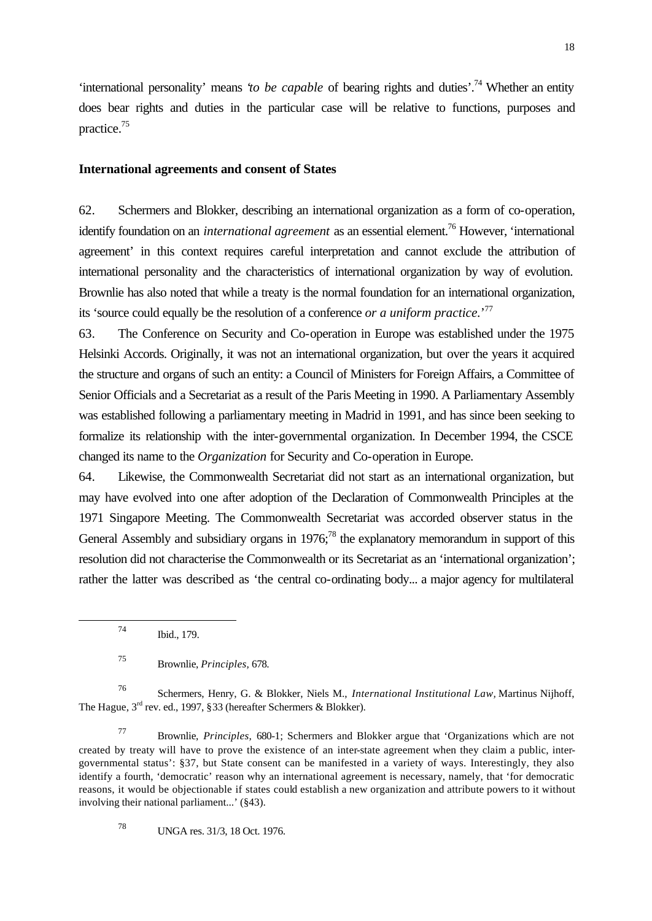'international personality' means '*to be capable* of bearing rights and duties'.[74] Whether an entity does bear rights and duties in the particular case will be relative to functions, purposes and practice.[75]

### International agreements and consent of States

62. Schermers and Blokker, describing an international organization as a form of co-operation, identify foundation on an *international agreement* as an essential element.[76] However, 'international agreement' in this context requires careful interpretation and cannot exclude the attribution of international personality and the characteristics of international organization by way of evolution. Brownlie has also noted that while a treaty is the normal foundation for an international organization, its 'source could equally be the resolution of a conference *or a uniform practice*.'[77]

63. The Conference on Security and Co-operation in Europe was established under the 1975 Helsinki Accords. Originally, it was not an international organization, but over the years it acquired the structure and organs of such an entity: a Council of Ministers for Foreign Affairs, a Committee of Senior Officials and a Secretariat as a result of the Paris Meeting in 1990. A Parliamentary Assembly was established following a parliamentary meeting in Madrid in 1991, and has since been seeking to formalize its relationship with the inter-governmental organization. In December 1994, the CSCE changed its name to the *Organization* for Security and Co-operation in Europe.

64. Likewise, the Commonwealth Secretariat did not start as an international organization, but may have evolved into one after adoption of the Declaration of Commonwealth Principles at the 1971 Singapore Meeting. The Commonwealth Secretariat was accorded observer status in the General Assembly and subsidiary organs in 1976;[78] the explanatory memorandum in support of this resolution did not characterise the Commonwealth or its Secretariat as an 'international organization'; rather the latter was described as 'the central co-ordinating body... a major agency for multilateral

---

[74] Ibid., 179.

[75] Brownlie, *Principles,* 678.

[76] Schermers, Henry, G. & Blokker, Niels M., *International Institutional Law,* Martinus Nijhoff, The Hague, 3rd rev. ed., 1997, §33 (hereafter Schermers & Blokker).

[77] Brownlie, *Principles,* 680-1; Schermers and Blokker argue that 'Organizations which are not created by treaty will have to prove the existence of an inter-state agreement when they claim a public, inter-governmental status': §37, but State consent can be manifested in a variety of ways. Interestingly, they also identify a fourth, 'democratic' reason why an international agreement is necessary, namely, that 'for democratic reasons, it would be objectionable if states could establish a new organization and attribute powers to it without involving their national parliament...' (§43).

[78] UNGA res. 31/3, 18 Oct. 1976.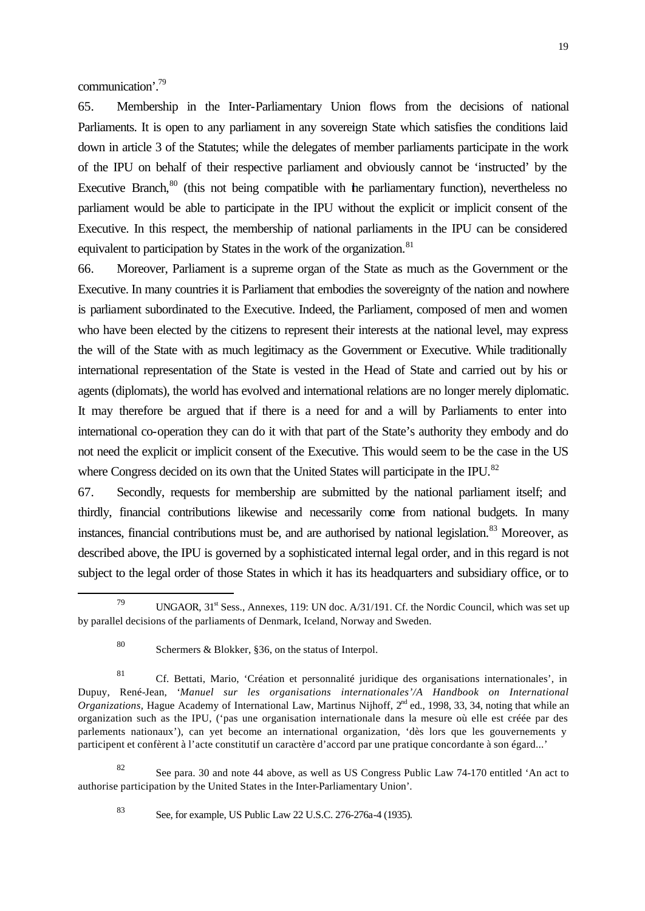communication'.[79]

65. Membership in the Inter-Parliamentary Union flows from the decisions of national Parliaments. It is open to any parliament in any sovereign State which satisfies the conditions laid down in article 3 of the Statutes; while the delegates of member parliaments participate in the work of the IPU on behalf of their respective parliament and obviously cannot be 'instructed' by the Executive Branch,[80] (this not being compatible with the parliamentary function), nevertheless no parliament would be able to participate in the IPU without the explicit or implicit consent of the Executive. In this respect, the membership of national parliaments in the IPU can be considered equivalent to participation by States in the work of the organization.[81]

66. Moreover, Parliament is a supreme organ of the State as much as the Government or the Executive. In many countries it is Parliament that embodies the sovereignty of the nation and nowhere is parliament subordinated to the Executive. Indeed, the Parliament, composed of men and women who have been elected by the citizens to represent their interests at the national level, may express the will of the State with as much legitimacy as the Government or Executive. While traditionally international representation of the State is vested in the Head of State and carried out by his or agents (diplomats), the world has evolved and international relations are no longer merely diplomatic. It may therefore be argued that if there is a need for and a will by Parliaments to enter into international co-operation they can do it with that part of the State's authority they embody and do not need the explicit or implicit consent of the Executive. This would seem to be the case in the US where Congress decided on its own that the United States will participate in the IPU.[82]

67. Secondly, requests for membership are submitted by the national parliament itself; and thirdly, financial contributions likewise and necessarily come from national budgets. In many instances, financial contributions must be, and are authorised by national legislation.[83] Moreover, as described above, the IPU is governed by a sophisticated internal legal order, and in this regard is not subject to the legal order of those States in which it has its headquarters and subsidiary office, or to

---

[79] UNGAOR, 31st Sess., Annexes, 119: UN doc. A/31/191. Cf. the Nordic Council, which was set up by parallel decisions of the parliaments of Denmark, Iceland, Norway and Sweden.

[80] Schermers & Blokker, §36, on the status of Interpol.

[81] Cf. Bettati, Mario, 'Création et personnalité juridique des organisations internationales', in Dupuy, René-Jean, '*Manuel sur les organisations internationales'/A Handbook on International Organizations*, Hague Academy of International Law, Martinus Nijhoff, 2nd ed., 1998, 33, 34, noting that while an organization such as the IPU, ('pas une organisation internationale dans la mesure où elle est créée par des parlements nationaux'), can yet become an international organization, 'dès lors que les gouvernements y participent et confèrent à l'acte constitutif un caractère d'accord par une pratique concordante à son égard...'

[82] See para. 30 and note 44 above, as well as US Congress Public Law 74-170 entitled 'An act to authorise participation by the United States in the Inter-Parliamentary Union'.

[83] See, for example, US Public Law 22 U.S.C. 276-276a-4 (1935).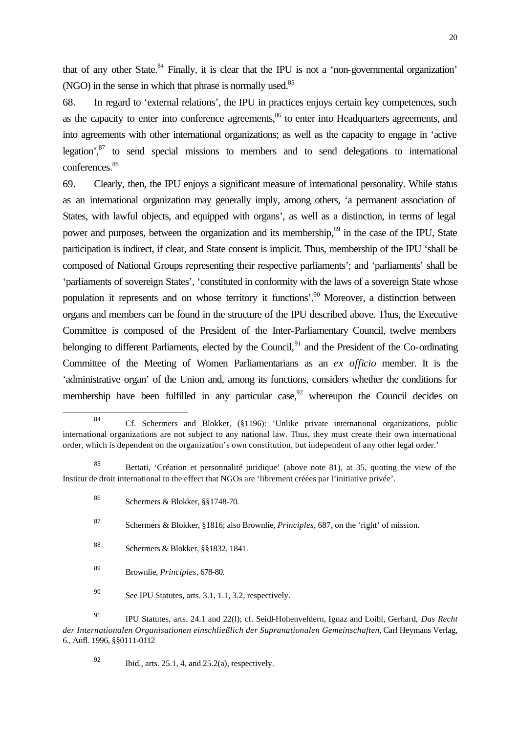that of any other State.[84] Finally, it is clear that the IPU is not a 'non-governmental organization' (NGO) in the sense in which that phrase is normally used.[85]

68. In regard to 'external relations', the IPU in practices enjoys certain key competences, such as the capacity to enter into conference agreements,[86] to enter into Headquarters agreements, and into agreements with other international organizations; as well as the capacity to engage in 'active legation',[87] to send special missions to members and to send delegations to international conferences.[88]

69. Clearly, then, the IPU enjoys a significant measure of international personality. While status as an international organization may generally imply, among others, 'a permanent association of States, with lawful objects, and equipped with organs', as well as a distinction, in terms of legal power and purposes, between the organization and its membership,[89] in the case of the IPU, State participation is indirect, if clear, and State consent is implicit. Thus, membership of the IPU 'shall be composed of National Groups representing their respective parliaments'; and 'parliaments' shall be 'parliaments of sovereign States', 'constituted in conformity with the laws of a sovereign State whose population it represents and on whose territory it functions'.[90] Moreover, a distinction between organs and members can be found in the structure of the IPU described above. Thus, the Executive Committee is composed of the President of the Inter-Parliamentary Council, twelve members belonging to different Parliaments, elected by the Council,[91] and the President of the Co-ordinating Committee of the Meeting of Women Parliamentarians as an *ex officio* member. It is the 'administrative organ' of the Union and, among its functions, considers whether the conditions for membership have been fulfilled in any particular case,[92] whereupon the Council decides on

---

[84] Cf. Schermers and Blokker, (§1196): 'Unlike private international organizations, public international organizations are not subject to any national law. Thus, they must create their own international order, which is dependent on the organization's own constitution, but independent of any other legal order.'

[85] Bettati, 'Création et personnalité juridique' (above note 81), at 35, quoting the view of the Institut de droit international to the effect that NGOs are 'librement créées par l'initiative privée'.

[86] Schermers & Blokker, §§1748-70.

[87] Schermers & Blokker, §1816; also Brownlie, *Principles*, 687, on the 'right' of mission.

[88] Schermers & Blokker, §§1832, 1841.

[89] Brownlie, *Principles*, 678-80.

[90] See IPU Statutes, arts. 3.1, 1.1, 3.2, respectively.

[91] IPU Statutes, arts. 24.1 and 22(l); cf. Seidl-Hohenveldern, Ignaz and Loibl, Gerhard, *Das Recht der Internationalen Organisationen einschließlich der Supranationalen Gemeinschaften*, Carl Heymans Verlag, 6., Aufl. 1996, §§0111-0112

[92] Ibid., arts. 25.1, 4, and 25.2(a), respectively.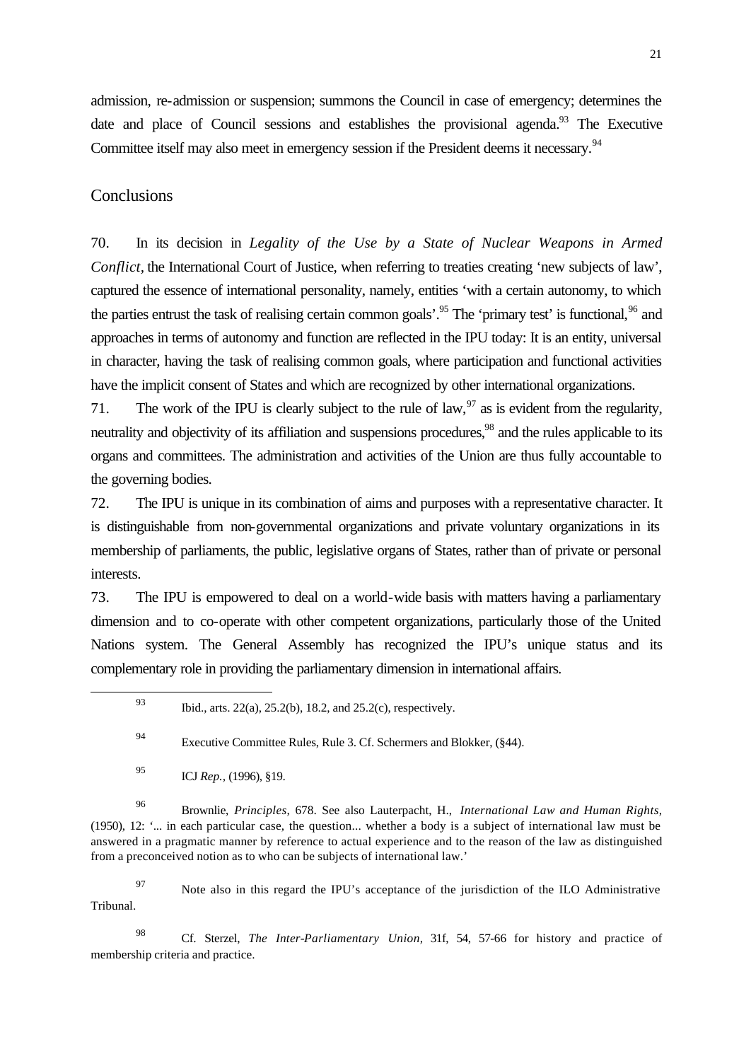admission, re-admission or suspension; summons the Council in case of emergency; determines the date and place of Council sessions and establishes the provisional agenda.[93] The Executive Committee itself may also meet in emergency session if the President deems it necessary.[94]

## Conclusions

70. In its decision in *Legality of the Use by a State of Nuclear Weapons in Armed Conflict*, the International Court of Justice, when referring to treaties creating 'new subjects of law', captured the essence of international personality, namely, entities 'with a certain autonomy, to which the parties entrust the task of realising certain common goals'.[95] The 'primary test' is functional,[96] and approaches in terms of autonomy and function are reflected in the IPU today: It is an entity, universal in character, having the task of realising common goals, where participation and functional activities have the implicit consent of States and which are recognized by other international organizations.

71. The work of the IPU is clearly subject to the rule of law,[97] as is evident from the regularity, neutrality and objectivity of its affiliation and suspensions procedures,[98] and the rules applicable to its organs and committees. The administration and activities of the Union are thus fully accountable to the governing bodies.

72. The IPU is unique in its combination of aims and purposes with a representative character. It is distinguishable from non-governmental organizations and private voluntary organizations in its membership of parliaments, the public, legislative organs of States, rather than of private or personal interests.

73. The IPU is empowered to deal on a world-wide basis with matters having a parliamentary dimension and to co-operate with other competent organizations, particularly those of the United Nations system. The General Assembly has recognized the IPU's unique status and its complementary role in providing the parliamentary dimension in international affairs.

---

[93] Ibid., arts. 22(a), 25.2(b), 18.2, and 25.2(c), respectively.

[94] Executive Committee Rules, Rule 3. Cf. Schermers and Blokker, (§44).

[95] ICJ *Rep.*, (1996), §19.

[96] Brownlie, *Principles*, 678. See also Lauterpacht, H., *International Law and Human Rights*, (1950), 12: '... in each particular case, the question... whether a body is a subject of international law must be answered in a pragmatic manner by reference to actual experience and to the reason of the law as distinguished from a preconceived notion as to who can be subjects of international law.'

[97] Note also in this regard the IPU's acceptance of the jurisdiction of the ILO Administrative Tribunal.

[98] Cf. Sterzel, *The Inter-Parliamentary Union*, 31f, 54, 57-66 for history and practice of membership criteria and practice.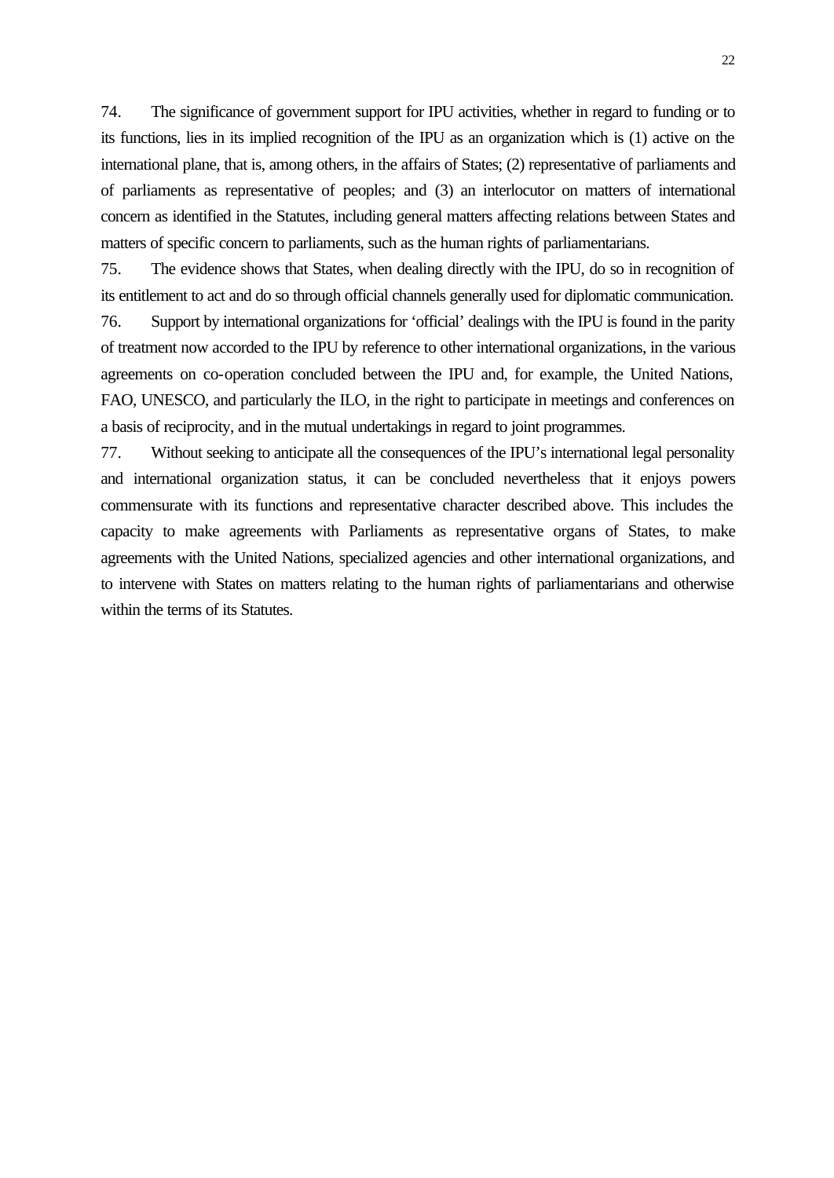74. The significance of government support for IPU activities, whether in regard to funding or to its functions, lies in its implied recognition of the IPU as an organization which is (1) active on the international plane, that is, among others, in the affairs of States; (2) representative of parliaments and of parliaments as representative of peoples; and (3) an interlocutor on matters of international concern as identified in the Statutes, including general matters affecting relations between States and matters of specific concern to parliaments, such as the human rights of parliamentarians.

75. The evidence shows that States, when dealing directly with the IPU, do so in recognition of its entitlement to act and do so through official channels generally used for diplomatic communication.

76. Support by international organizations for 'official' dealings with the IPU is found in the parity of treatment now accorded to the IPU by reference to other international organizations, in the various agreements on co-operation concluded between the IPU and, for example, the United Nations, FAO, UNESCO, and particularly the ILO, in the right to participate in meetings and conferences on a basis of reciprocity, and in the mutual undertakings in regard to joint programmes.

77. Without seeking to anticipate all the consequences of the IPU's international legal personality and international organization status, it can be concluded nevertheless that it enjoys powers commensurate with its functions and representative character described above. This includes the capacity to make agreements with Parliaments as representative organs of States, to make agreements with the United Nations, specialized agencies and other international organizations, and to intervene with States on matters relating to the human rights of parliamentarians and otherwise within the terms of its Statutes.